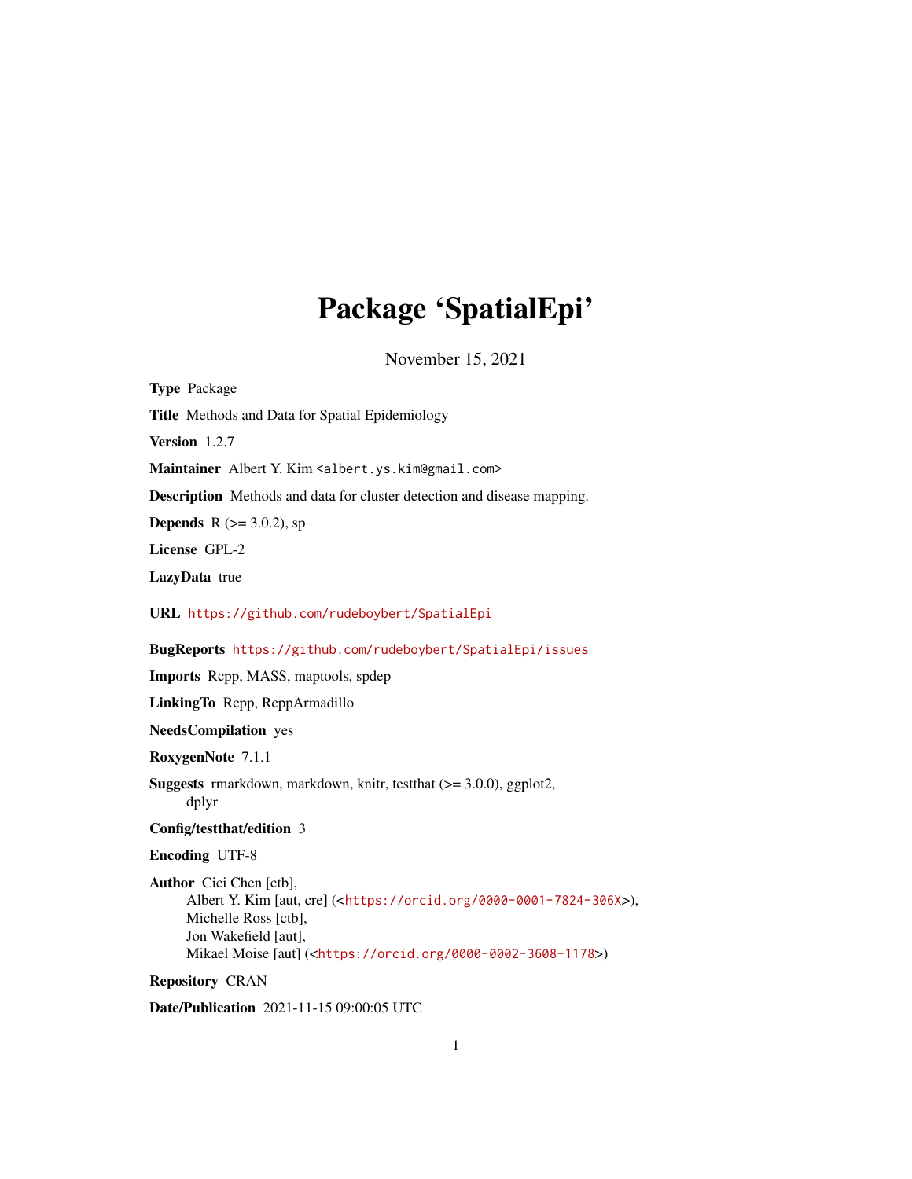# Package 'SpatialEpi'

November 15, 2021

**Type** Package

**Title** Methods and Data for Spatial Epidemiology

**Version** 1.2.7

**Maintainer** Albert Y. Kim <albert.ys.kim@gmail.com>

**Description** Methods and data for cluster detection and disease mapping.

**Depends** R (>= 3.0.2), sp

**License** GPL-2

**LazyData** true

**URL** https://github.com/rudeboybert/SpatialEpi

**BugReports** https://github.com/rudeboybert/SpatialEpi/issues

**Imports** Rcpp, MASS, maptools, spdep

**LinkingTo** Rcpp, RcppArmadillo

**NeedsCompilation** yes

**RoxygenNote** 7.1.1

**Suggests** rmarkdown, markdown, knitr, testthat (>= 3.0.0), ggplot2, dplyr

**Config/testthat/edition** 3

**Encoding** UTF-8

**Author** Cici Chen [ctb],
Albert Y. Kim [aut, cre] (<https://orcid.org/0000-0001-7824-306X>),
Michelle Ross [ctb],
Jon Wakefield [aut],
Mikael Moise [aut] (<https://orcid.org/0000-0002-3608-1178>)

**Repository** CRAN

**Date/Publication** 2021-11-15 09:00:05 UTC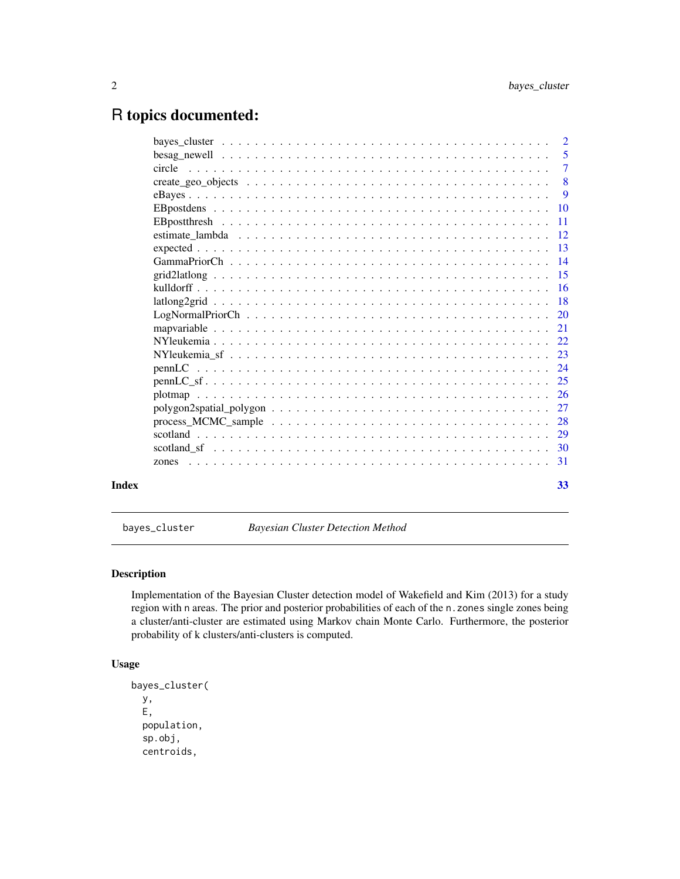# R topics documented:

| | |
|---|---|
| bayes_cluster | 2 |
| besag_newell | 5 |
| circle | 7 |
| create_geo_objects | 8 |
| eBayes | 9 |
| EBpostdens | 10 |
| EBpostthresh | 11 |
| estimate_lambda | 12 |
| expected | 13 |
| GammaPriorCh | 14 |
| grid2latlong | 15 |
| kulldorff | 16 |
| latlong2grid | 18 |
| LogNormalPriorCh | 20 |
| mapvariable | 21 |
| NYleukemia | 22 |
| NYleukemia_sf | 23 |
| pennLC | 24 |
| pennLC_sf | 25 |
| plotmap | 26 |
| polygon2spatial_polygon | 27 |
| process_MCMC_sample | 28 |
| scotland | 29 |
| scotland_sf | 30 |
| zones | 31 |
| **Index** | **33** |

---

`bayes_cluster` *Bayesian Cluster Detection Method*

---

## Description

Implementation of the Bayesian Cluster detection model of Wakefield and Kim (2013) for a study region with `n` areas. The prior and posterior probabilities of each of the `n.zones` single zones being a cluster/anti-cluster are estimated using Markov chain Monte Carlo. Furthermore, the posterior probability of k clusters/anti-clusters is computed.

## Usage

```
bayes_cluster(
  y,
  E,
  population,
  sp.obj,
  centroids,
```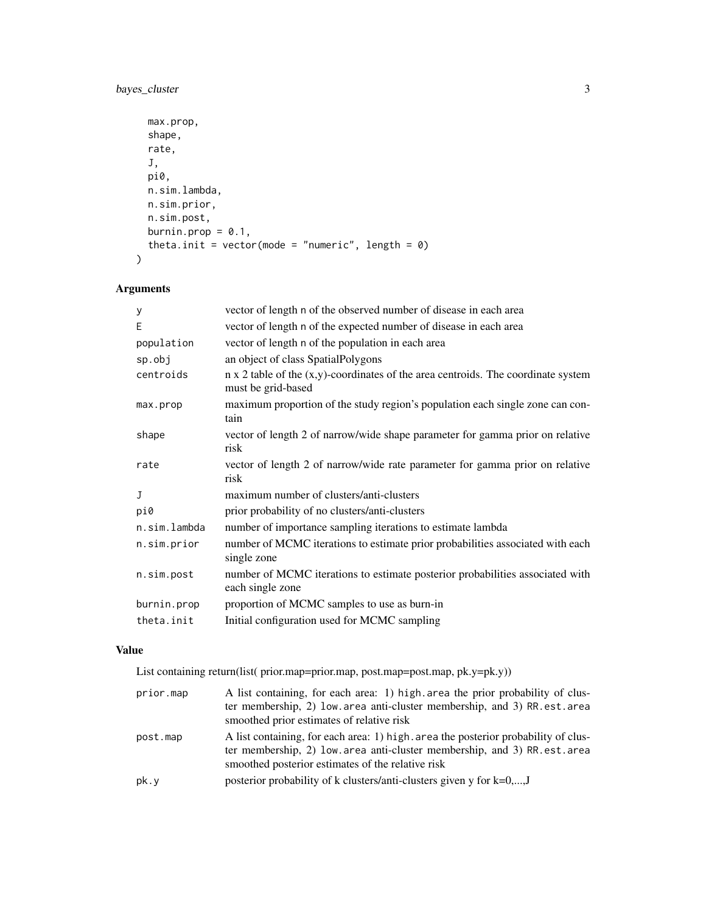```
  max.prop,
  shape,
  rate,
  J,
  pi0,
  n.sim.lambda,
  n.sim.prior,
  n.sim.post,
  burnin.prop = 0.1,
  theta.init = vector(mode = "numeric", length = 0)
)
```

## Arguments

| | |
|---|---|
| y | vector of length n of the observed number of disease in each area |
| E | vector of length n of the expected number of disease in each area |
| population | vector of length n of the population in each area |
| sp.obj | an object of class SpatialPolygons |
| centroids | n x 2 table of the (x,y)-coordinates of the area centroids. The coordinate system must be grid-based |
| max.prop | maximum proportion of the study region's population each single zone can contain |
| shape | vector of length 2 of narrow/wide shape parameter for gamma prior on relative risk |
| rate | vector of length 2 of narrow/wide rate parameter for gamma prior on relative risk |
| J | maximum number of clusters/anti-clusters |
| pi0 | prior probability of no clusters/anti-clusters |
| n.sim.lambda | number of importance sampling iterations to estimate lambda |
| n.sim.prior | number of MCMC iterations to estimate prior probabilities associated with each single zone |
| n.sim.post | number of MCMC iterations to estimate posterior probabilities associated with each single zone |
| burnin.prop | proportion of MCMC samples to use as burn-in |
| theta.init | Initial configuration used for MCMC sampling |

## Value

List containing return(list( prior.map=prior.map, post.map=post.map, pk.y=pk.y))

| | |
|---|---|
| prior.map | A list containing, for each area: 1) `high.area` the prior probability of cluster membership, 2) `low.area` anti-cluster membership, and 3) `RR.est.area` smoothed prior estimates of relative risk |
| post.map | A list containing, for each area: 1) `high.area` the posterior probability of cluster membership, 2) `low.area` anti-cluster membership, and 3) `RR.est.area` smoothed posterior estimates of the relative risk |
| pk.y | posterior probability of k clusters/anti-clusters given y for k=0,...,J |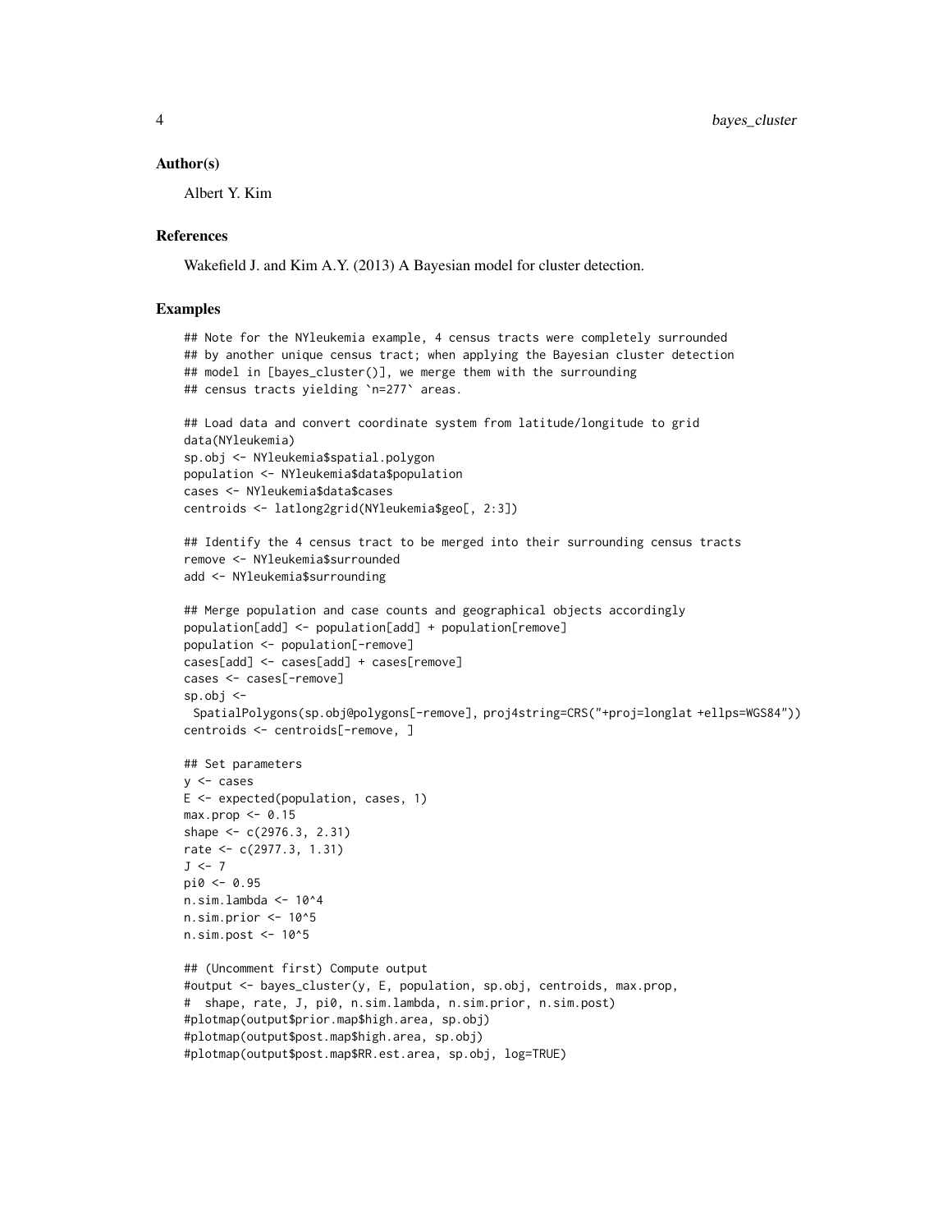### Author(s)

Albert Y. Kim

### References

Wakefield J. and Kim A.Y. (2013) A Bayesian model for cluster detection.

### Examples

```
## Note for the NYleukemia example, 4 census tracts were completely surrounded
## by another unique census tract; when applying the Bayesian cluster detection
## model in [bayes_cluster()], we merge them with the surrounding
## census tracts yielding `n=277` areas.

## Load data and convert coordinate system from latitude/longitude to grid
data(NYleukemia)
sp.obj <- NYleukemia$spatial.polygon
population <- NYleukemia$data$population
cases <- NYleukemia$data$cases
centroids <- latlong2grid(NYleukemia$geo[, 2:3])

## Identify the 4 census tract to be merged into their surrounding census tracts
remove <- NYleukemia$surrounded
add <- NYleukemia$surrounding

## Merge population and case counts and geographical objects accordingly
population[add] <- population[add] + population[remove]
population <- population[-remove]
cases[add] <- cases[add] + cases[remove]
cases <- cases[-remove]
sp.obj <-
  SpatialPolygons(sp.obj@polygons[-remove], proj4string=CRS("+proj=longlat +ellps=WGS84"))
centroids <- centroids[-remove, ]

## Set parameters
y <- cases
E <- expected(population, cases, 1)
max.prop <- 0.15
shape <- c(2976.3, 2.31)
rate <- c(2977.3, 1.31)
J <- 7
pi0 <- 0.95
n.sim.lambda <- 10^4
n.sim.prior <- 10^5
n.sim.post <- 10^5

## (Uncomment first) Compute output
#output <- bayes_cluster(y, E, population, sp.obj, centroids, max.prop,
#  shape, rate, J, pi0, n.sim.lambda, n.sim.prior, n.sim.post)
#plotmap(output$prior.map$high.area, sp.obj)
#plotmap(output$post.map$high.area, sp.obj)
#plotmap(output$post.map$RR.est.area, sp.obj, log=TRUE)
```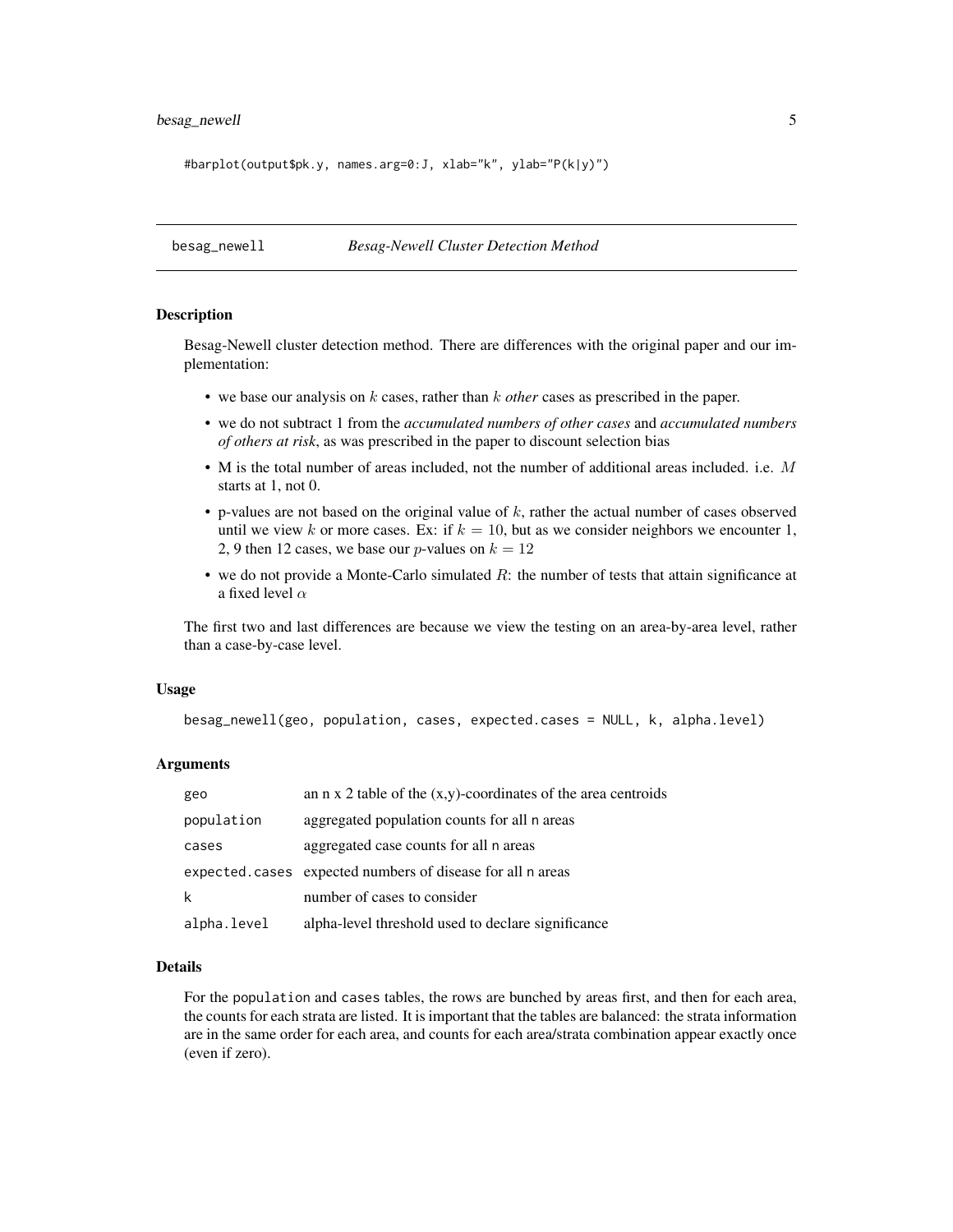```
#barplot(output$pk.y, names.arg=0:J, xlab="k", ylab="P(k|y)")
```

## besag_newell — *Besag-Newell Cluster Detection Method*

### Description

Besag-Newell cluster detection method. There are differences with the original paper and our implementation:

- we base our analysis on $k$ cases, rather than $k$ *other* cases as prescribed in the paper.
- we do not subtract 1 from the *accumulated numbers of other cases* and *accumulated numbers of others at risk*, as was prescribed in the paper to discount selection bias
- M is the total number of areas included, not the number of additional areas included. i.e. $M$ starts at 1, not 0.
- p-values are not based on the original value of $k$, rather the actual number of cases observed until we view $k$ or more cases. Ex: if $k = 10$, but as we consider neighbors we encounter 1, 2, 9 then 12 cases, we base our $p$-values on $k = 12$
- we do not provide a Monte-Carlo simulated $R$: the number of tests that attain significance at a fixed level $\alpha$

The first two and last differences are because we view the testing on an area-by-area level, rather than a case-by-case level.

### Usage

```
besag_newell(geo, population, cases, expected.cases = NULL, k, alpha.level)
```

### Arguments

| | |
|---|---|
| geo | an n x 2 table of the (x,y)-coordinates of the area centroids |
| population | aggregated population counts for all n areas |
| cases | aggregated case counts for all n areas |
| expected.cases | expected numbers of disease for all n areas |
| k | number of cases to consider |
| alpha.level | alpha-level threshold used to declare significance |

### Details

For the population and cases tables, the rows are bunched by areas first, and then for each area, the counts for each strata are listed. It is important that the tables are balanced: the strata information are in the same order for each area, and counts for each area/strata combination appear exactly once (even if zero).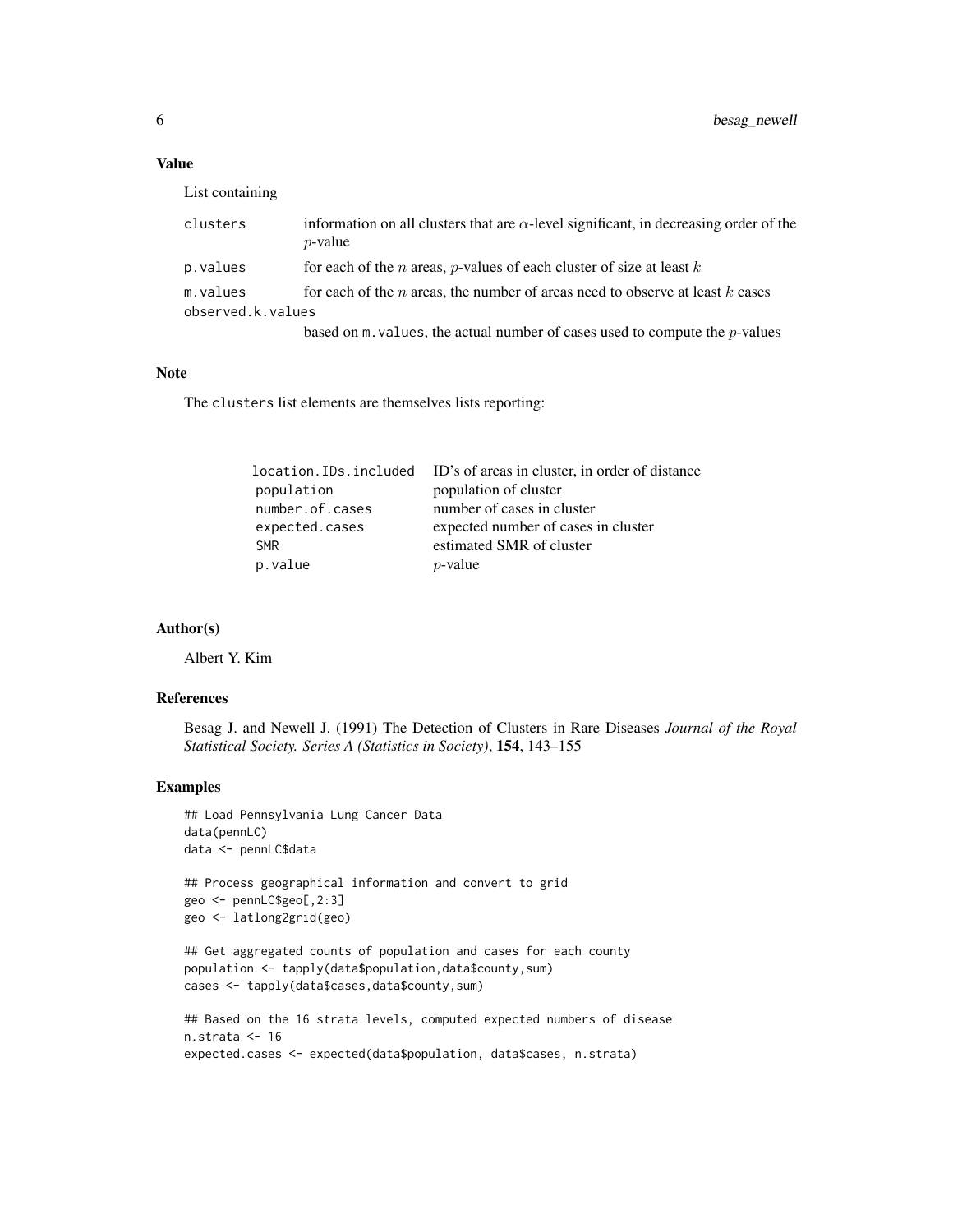### Value

List containing

| | |
|---|---|
| `clusters` | information on all clusters that are $\alpha$-level significant, in decreasing order of the $p$-value |
| `p.values` | for each of the $n$ areas, $p$-values of each cluster of size at least $k$ |
| `m.values` | for each of the $n$ areas, the number of areas need to observe at least $k$ cases |
| `observed.k.values` | based on `m.values`, the actual number of cases used to compute the $p$-values |

### Note

The `clusters` list elements are themselves lists reporting:

| | |
|---|---|
| `location.IDs.included` | ID's of areas in cluster, in order of distance |
| `population` | population of cluster |
| `number.of.cases` | number of cases in cluster |
| `expected.cases` | expected number of cases in cluster |
| `SMR` | estimated SMR of cluster |
| `p.value` | $p$-value |

### Author(s)

Albert Y. Kim

### References

Besag J. and Newell J. (1991) The Detection of Clusters in Rare Diseases *Journal of the Royal Statistical Society. Series A (Statistics in Society)*, **154**, 143–155

### Examples

```
## Load Pennsylvania Lung Cancer Data
data(pennLC)
data <- pennLC$data

## Process geographical information and convert to grid
geo <- pennLC$geo[,2:3]
geo <- latlong2grid(geo)

## Get aggregated counts of population and cases for each county
population <- tapply(data$population,data$county,sum)
cases <- tapply(data$cases,data$county,sum)

## Based on the 16 strata levels, computed expected numbers of disease
n.strata <- 16
expected.cases <- expected(data$population, data$cases, n.strata)
```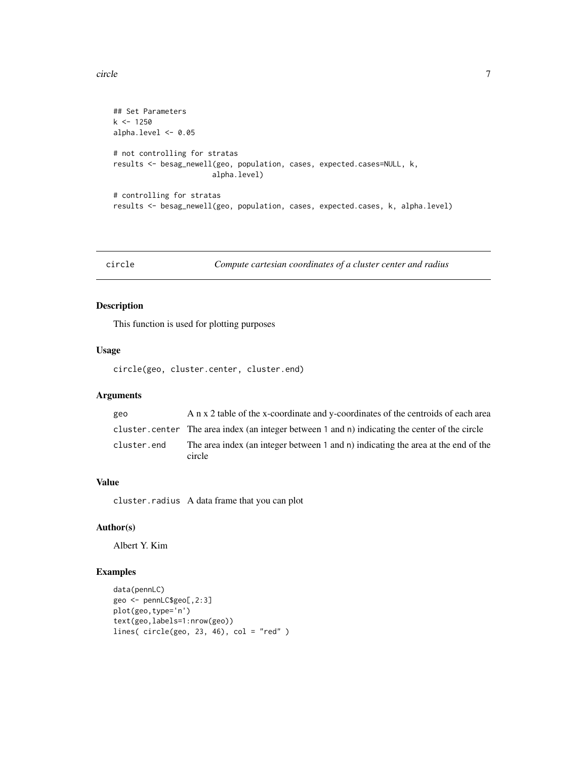```
## Set Parameters
k <- 1250
alpha.level <- 0.05

# not controlling for stratas
results <- besag_newell(geo, population, cases, expected.cases=NULL, k,
                        alpha.level)

# controlling for stratas
results <- besag_newell(geo, population, cases, expected.cases, k, alpha.level)
```

## circle — *Compute cartesian coordinates of a cluster center and radius*

### Description

This function is used for plotting purposes

### Usage

```
circle(geo, cluster.center, cluster.end)
```

### Arguments

| | |
|---|---|
| `geo` | A n x 2 table of the x-coordinate and y-coordinates of the centroids of each area |
| `cluster.center` | The area index (an integer between `1` and `n`) indicating the center of the circle |
| `cluster.end` | The area index (an integer between `1` and `n`) indicating the area at the end of the circle |

### Value

| | |
|---|---|
| `cluster.radius` | A data frame that you can plot |

### Author(s)

Albert Y. Kim

### Examples

```
data(pennLC)
geo <- pennLC$geo[,2:3]
plot(geo,type='n')
text(geo,labels=1:nrow(geo))
lines( circle(geo, 23, 46), col = "red" )
```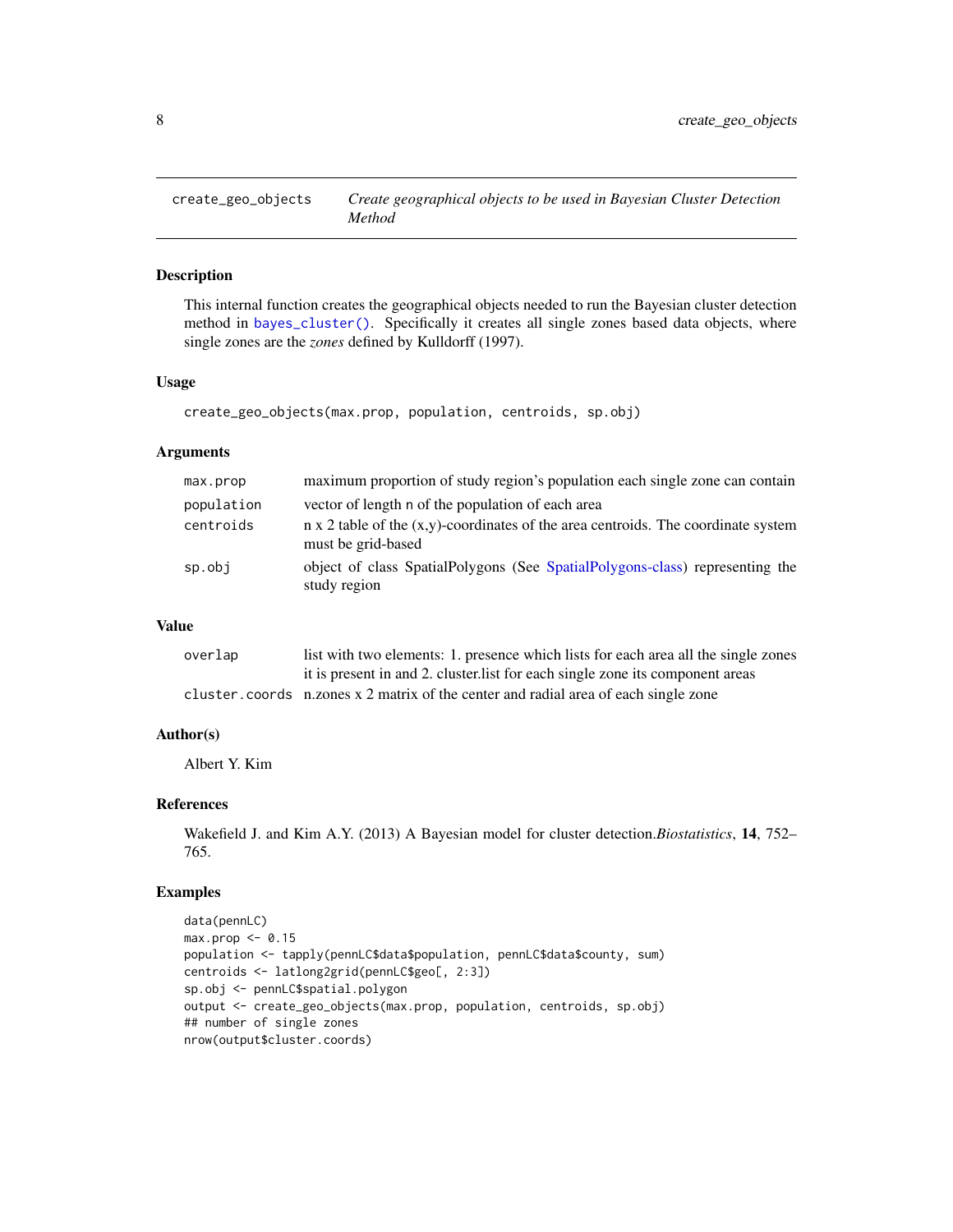## create_geo_objects — *Create geographical objects to be used in Bayesian Cluster Detection Method*

### Description

This internal function creates the geographical objects needed to run the Bayesian cluster detection method in `bayes_cluster()`. Specifically it creates all single zones based data objects, where single zones are the *zones* defined by Kulldorff (1997).

### Usage

```
create_geo_objects(max.prop, population, centroids, sp.obj)
```

### Arguments

| | |
|---|---|
| `max.prop` | maximum proportion of study region's population each single zone can contain |
| `population` | vector of length n of the population of each area |
| `centroids` | n x 2 table of the (x,y)-coordinates of the area centroids. The coordinate system must be grid-based |
| `sp.obj` | object of class SpatialPolygons (See SpatialPolygons-class) representing the study region |

### Value

| | |
|---|---|
| `overlap` | list with two elements: 1. presence which lists for each area all the single zones it is present in and 2. cluster.list for each single zone its component areas |
| `cluster.coords` | n.zones x 2 matrix of the center and radial area of each single zone |

### Author(s)

Albert Y. Kim

### References

Wakefield J. and Kim A.Y. (2013) A Bayesian model for cluster detection.*Biostatistics*, **14**, 752–765.

### Examples

```
data(pennLC)
max.prop <- 0.15
population <- tapply(pennLC$data$population, pennLC$data$county, sum)
centroids <- latlong2grid(pennLC$geo[, 2:3])
sp.obj <- pennLC$spatial.polygon
output <- create_geo_objects(max.prop, population, centroids, sp.obj)
## number of single zones
nrow(output$cluster.coords)
```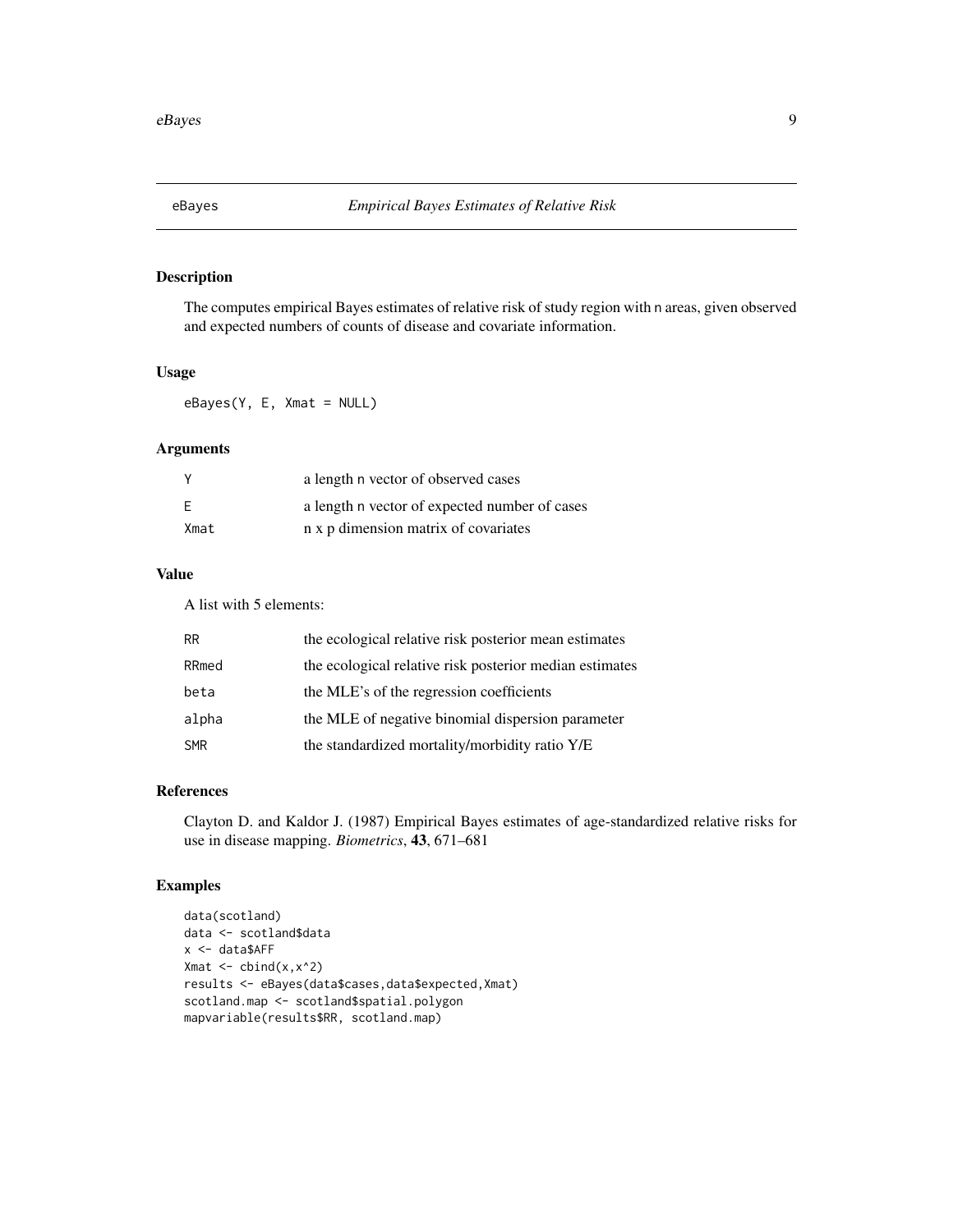# eBayes *Empirical Bayes Estimates of Relative Risk*

## Description

The computes empirical Bayes estimates of relative risk of study region with n areas, given observed and expected numbers of counts of disease and covariate information.

## Usage

```
eBayes(Y, E, Xmat = NULL)
```

## Arguments

| | |
|---|---|
| Y | a length n vector of observed cases |
| E | a length n vector of expected number of cases |
| Xmat | n x p dimension matrix of covariates |

## Value

A list with 5 elements:

| | |
|---|---|
| RR | the ecological relative risk posterior mean estimates |
| RRmed | the ecological relative risk posterior median estimates |
| beta | the MLE's of the regression coefficients |
| alpha | the MLE of negative binomial dispersion parameter |
| SMR | the standardized mortality/morbidity ratio Y/E |

## References

Clayton D. and Kaldor J. (1987) Empirical Bayes estimates of age-standardized relative risks for use in disease mapping. *Biometrics*, **43**, 671–681

## Examples

```
data(scotland)
data <- scotland$data
x <- data$AFF
Xmat <- cbind(x,x^2)
results <- eBayes(data$cases,data$expected,Xmat)
scotland.map <- scotland$spatial.polygon
mapvariable(results$RR, scotland.map)
```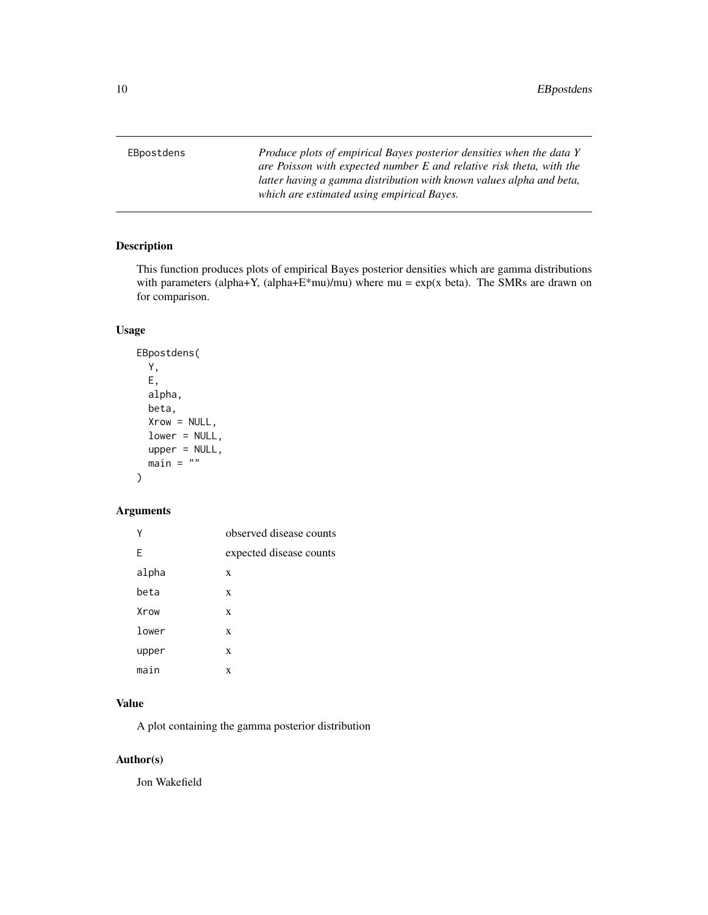EBpostdens — *Produce plots of empirical Bayes posterior densities when the data Y are Poisson with expected number E and relative risk theta, with the latter having a gamma distribution with known values alpha and beta, which are estimated using empirical Bayes.*

## Description

This function produces plots of empirical Bayes posterior densities which are gamma distributions with parameters (alpha+Y, (alpha+E*mu)/mu) where mu = exp(x beta). The SMRs are drawn on for comparison.

## Usage

```
EBpostdens(
  Y,
  E,
  alpha,
  beta,
  Xrow = NULL,
  lower = NULL,
  upper = NULL,
  main = ""
)
```

## Arguments

| | |
|---|---|
| Y | observed disease counts |
| E | expected disease counts |
| alpha | x |
| beta | x |
| Xrow | x |
| lower | x |
| upper | x |
| main | x |

## Value

A plot containing the gamma posterior distribution

## Author(s)

Jon Wakefield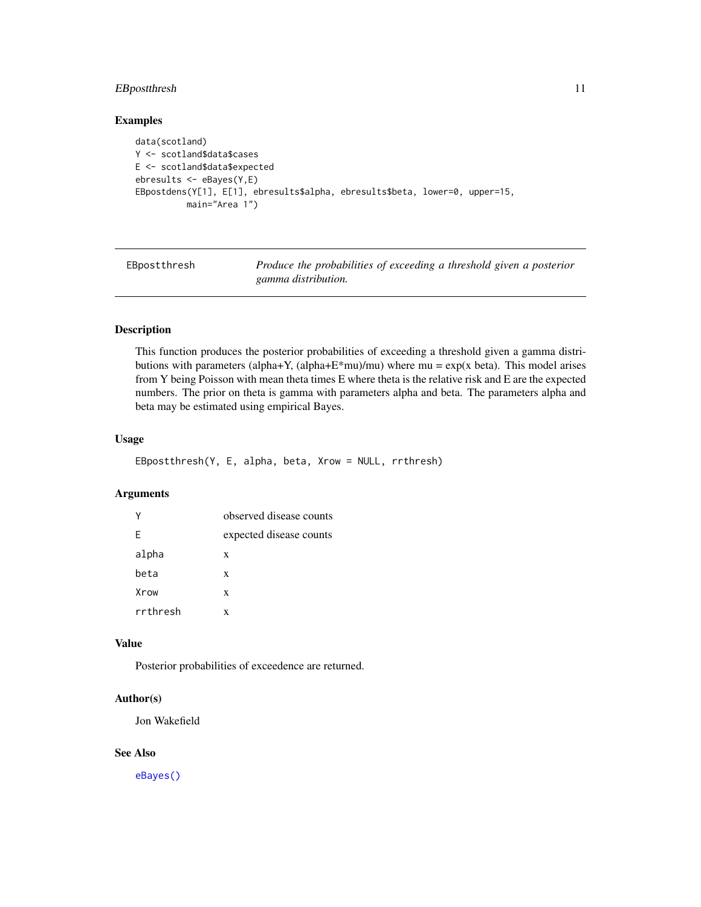## Examples

```
data(scotland)
Y <- scotland$data$cases
E <- scotland$data$expected
ebresults <- eBayes(Y,E)
EBpostdens(Y[1], E[1], ebresults$alpha, ebresults$beta, lower=0, upper=15,
          main="Area 1")
```

---

# EBpostthresh — *Produce the probabilities of exceeding a threshold given a posterior gamma distribution.*

---

## Description

This function produces the posterior probabilities of exceeding a threshold given a gamma distributions with parameters (alpha+Y, (alpha+E*mu)/mu) where mu = exp(x beta). This model arises from Y being Poisson with mean theta times E where theta is the relative risk and E are the expected numbers. The prior on theta is gamma with parameters alpha and beta. The parameters alpha and beta may be estimated using empirical Bayes.

## Usage

```
EBpostthresh(Y, E, alpha, beta, Xrow = NULL, rrthresh)
```

## Arguments

| | |
|---|---|
| `Y` | observed disease counts |
| `E` | expected disease counts |
| `alpha` | x |
| `beta` | x |
| `Xrow` | x |
| `rrthresh` | x |

## Value

Posterior probabilities of exceedence are returned.

## Author(s)

Jon Wakefield

## See Also

`eBayes()`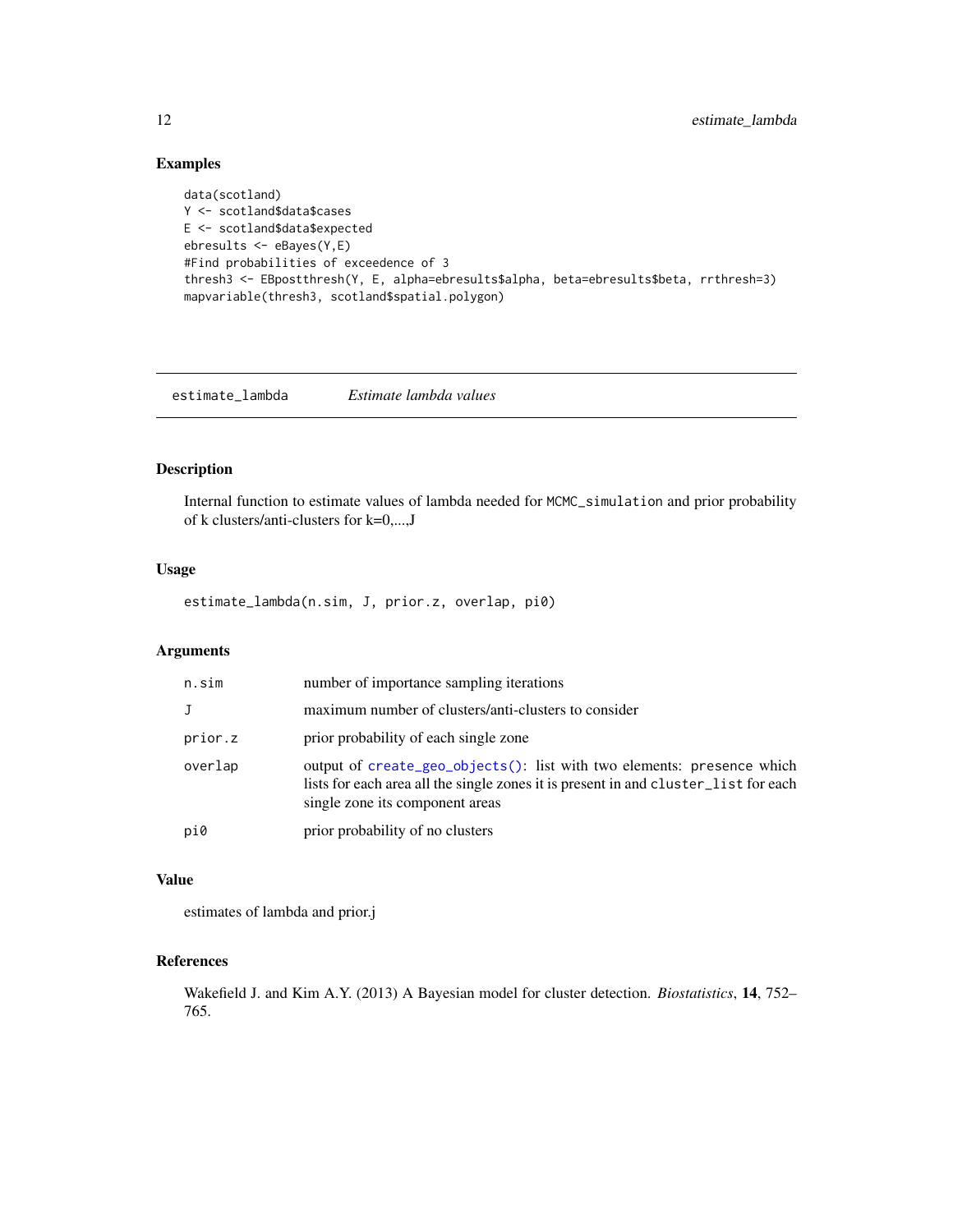## Examples

```
data(scotland)
Y <- scotland$data$cases
E <- scotland$data$expected
ebresults <- eBayes(Y,E)
#Find probabilities of exceedence of 3
thresh3 <- EBpostthresh(Y, E, alpha=ebresults$alpha, beta=ebresults$beta, rrthresh=3)
mapvariable(thresh3, scotland$spatial.polygon)
```

---

# estimate_lambda *Estimate lambda values*

## Description

Internal function to estimate values of lambda needed for `MCMC_simulation` and prior probability of k clusters/anti-clusters for k=0,...,J

## Usage

```
estimate_lambda(n.sim, J, prior.z, overlap, pi0)
```

## Arguments

| | |
|---|---|
| `n.sim` | number of importance sampling iterations |
| `J` | maximum number of clusters/anti-clusters to consider |
| `prior.z` | prior probability of each single zone |
| `overlap` | output of `create_geo_objects()`: list with two elements: `presence` which lists for each area all the single zones it is present in and `cluster_list` for each single zone its component areas |
| `pi0` | prior probability of no clusters |

## Value

estimates of lambda and prior.j

## References

Wakefield J. and Kim A.Y. (2013) A Bayesian model for cluster detection. *Biostatistics*, **14**, 752–765.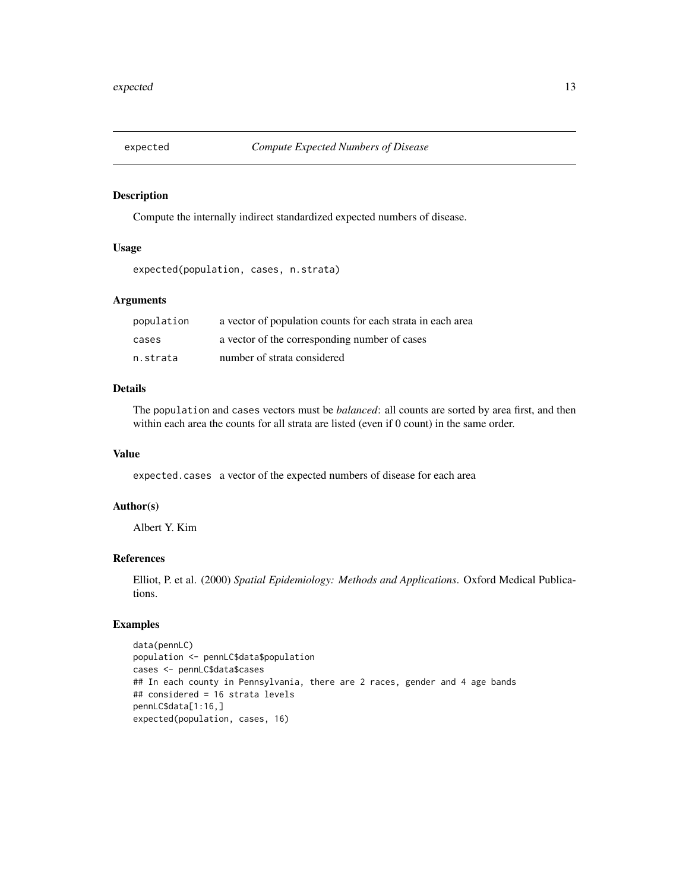## expected — *Compute Expected Numbers of Disease*

### Description

Compute the internally indirect standardized expected numbers of disease.

### Usage

```
expected(population, cases, n.strata)
```

### Arguments

| | |
|---|---|
| `population` | a vector of population counts for each strata in each area |
| `cases` | a vector of the corresponding number of cases |
| `n.strata` | number of strata considered |

### Details

The `population` and `cases` vectors must be *balanced*: all counts are sorted by area first, and then within each area the counts for all strata are listed (even if 0 count) in the same order.

### Value

`expected.cases` a vector of the expected numbers of disease for each area

### Author(s)

Albert Y. Kim

### References

Elliot, P. et al. (2000) *Spatial Epidemiology: Methods and Applications*. Oxford Medical Publications.

### Examples

```
data(pennLC)
population <- pennLC$data$population
cases <- pennLC$data$cases
## In each county in Pennsylvania, there are 2 races, gender and 4 age bands
## considered = 16 strata levels
pennLC$data[1:16,]
expected(population, cases, 16)
```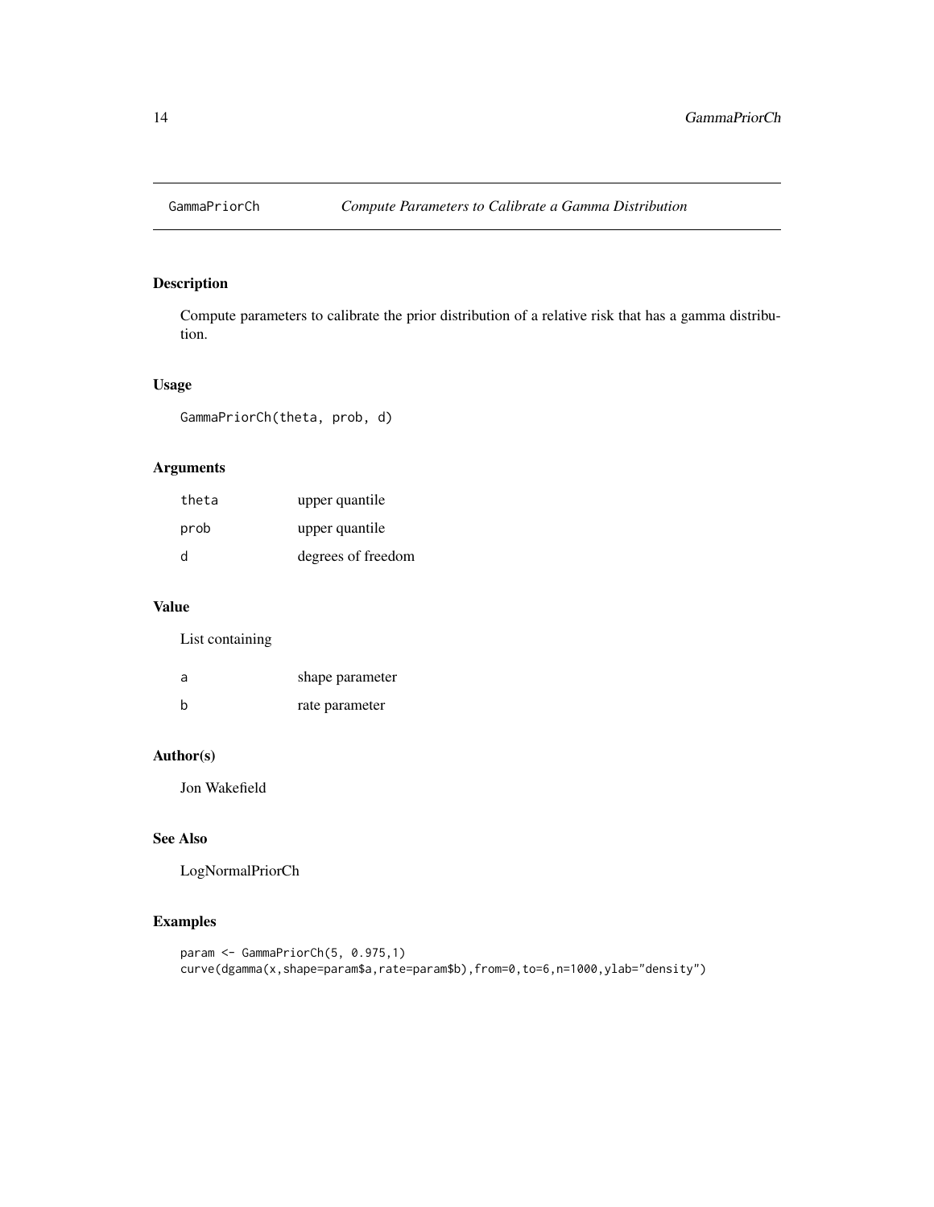# GammaPriorCh *Compute Parameters to Calibrate a Gamma Distribution*

## Description

Compute parameters to calibrate the prior distribution of a relative risk that has a gamma distribution.

## Usage

```
GammaPriorCh(theta, prob, d)
```

## Arguments

| | |
|---|---|
| theta | upper quantile |
| prob | upper quantile |
| d | degrees of freedom |

## Value

List containing

| | |
|---|---|
| a | shape parameter |
| b | rate parameter |

## Author(s)

Jon Wakefield

## See Also

LogNormalPriorCh

## Examples

```
param <- GammaPriorCh(5, 0.975,1)
curve(dgamma(x,shape=param$a,rate=param$b),from=0,to=6,n=1000,ylab="density")
```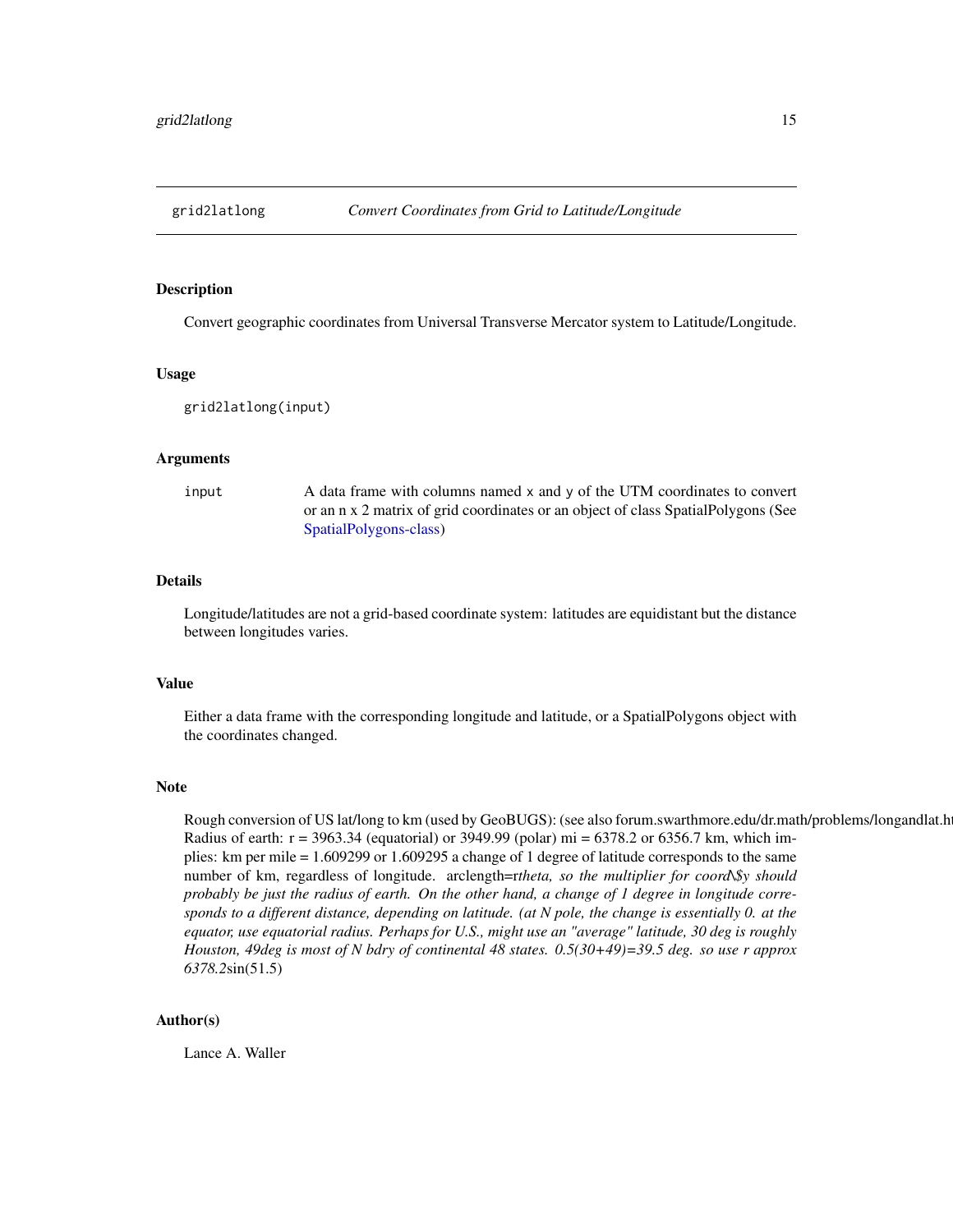## grid2latlong — *Convert Coordinates from Grid to Latitude/Longitude*

### Description

Convert geographic coordinates from Universal Transverse Mercator system to Latitude/Longitude.

### Usage

```
grid2latlong(input)
```

### Arguments

| | |
|---|---|
| input | A data frame with columns named x and y of the UTM coordinates to convert or an n x 2 matrix of grid coordinates or an object of class SpatialPolygons (See SpatialPolygons-class) |

### Details

Longitude/latitudes are not a grid-based coordinate system: latitudes are equidistant but the distance between longitudes varies.

### Value

Either a data frame with the corresponding longitude and latitude, or a SpatialPolygons object with the coordinates changed.

### Note

Rough conversion of US lat/long to km (used by GeoBUGS): (see also forum.swarthmore.edu/dr.math/problems/longandlat.ht Radius of earth: r = 3963.34 (equatorial) or 3949.99 (polar) mi = 6378.2 or 6356.7 km, which implies: km per mile = 1.609299 or 1.609295 a change of 1 degree of latitude corresponds to the same number of km, regardless of longitude. arclength=r*theta, so the multiplier for coord\$y should probably be just the radius of earth. On the other hand, a change of 1 degree in longitude corresponds to a different distance, depending on latitude. (at N pole, the change is essentially 0. at the equator, use equatorial radius. Perhaps for U.S., might use an "average" latitude, 30 deg is roughly Houston, 49deg is most of N bdry of continental 48 states. 0.5(30+49)=39.5 deg. so use r approx 6378.2*sin(51.5)

### Author(s)

Lance A. Waller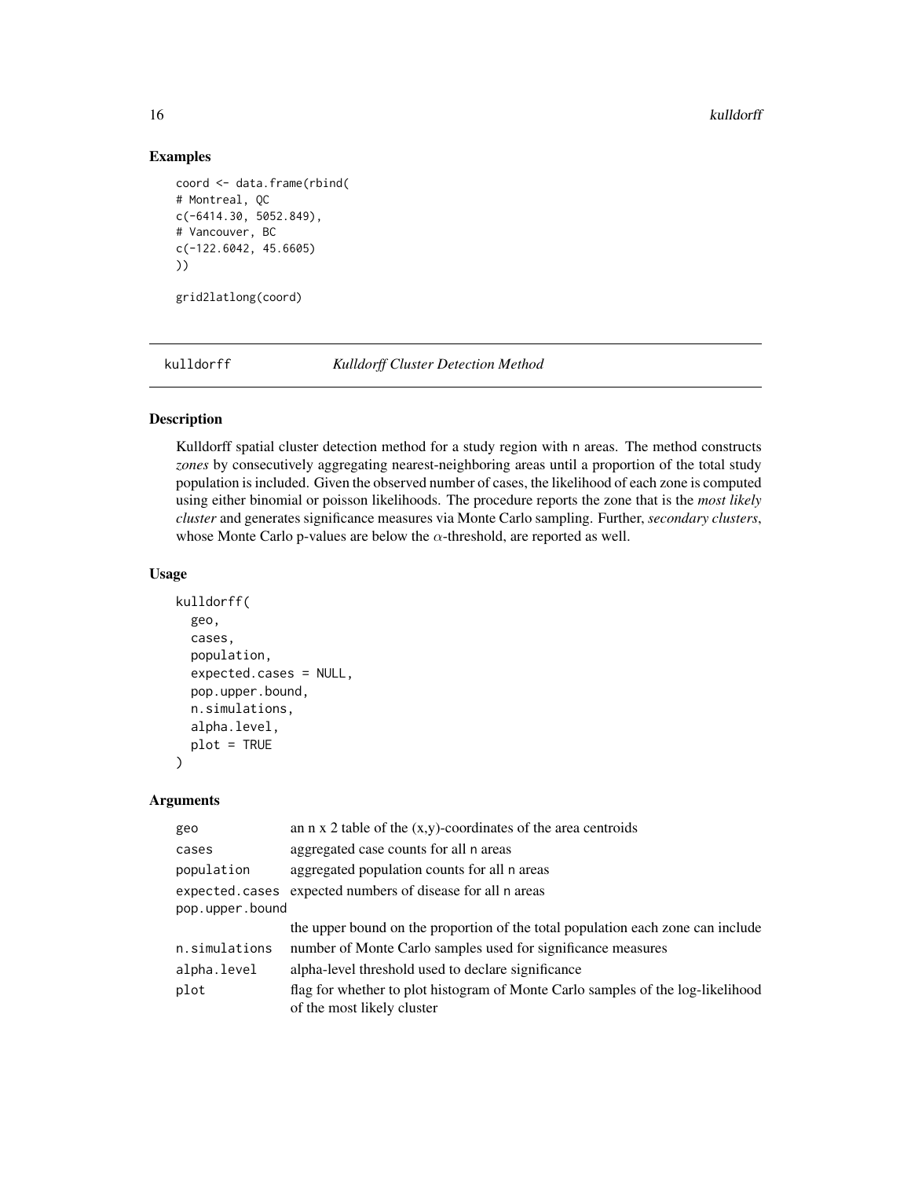## Examples

```
coord <- data.frame(rbind(
# Montreal, QC
c(-6414.30, 5052.849),
# Vancouver, BC
c(-122.6042, 45.6605)
))

grid2latlong(coord)
```

---

## kulldorff — *Kulldorff Cluster Detection Method*

---

### Description

Kulldorff spatial cluster detection method for a study region with n areas. The method constructs *zones* by consecutively aggregating nearest-neighboring areas until a proportion of the total study population is included. Given the observed number of cases, the likelihood of each zone is computed using either binomial or poisson likelihoods. The procedure reports the zone that is the *most likely cluster* and generates significance measures via Monte Carlo sampling. Further, *secondary clusters*, whose Monte Carlo p-values are below the $\alpha$-threshold, are reported as well.

### Usage

```
kulldorff(
  geo,
  cases,
  population,
  expected.cases = NULL,
  pop.upper.bound,
  n.simulations,
  alpha.level,
  plot = TRUE
)
```

### Arguments

| | |
|---|---|
| geo | an n x 2 table of the (x,y)-coordinates of the area centroids |
| cases | aggregated case counts for all n areas |
| population | aggregated population counts for all n areas |
| expected.cases | expected numbers of disease for all n areas |
| pop.upper.bound | the upper bound on the proportion of the total population each zone can include |
| n.simulations | number of Monte Carlo samples used for significance measures |
| alpha.level | alpha-level threshold used to declare significance |
| plot | flag for whether to plot histogram of Monte Carlo samples of the log-likelihood of the most likely cluster |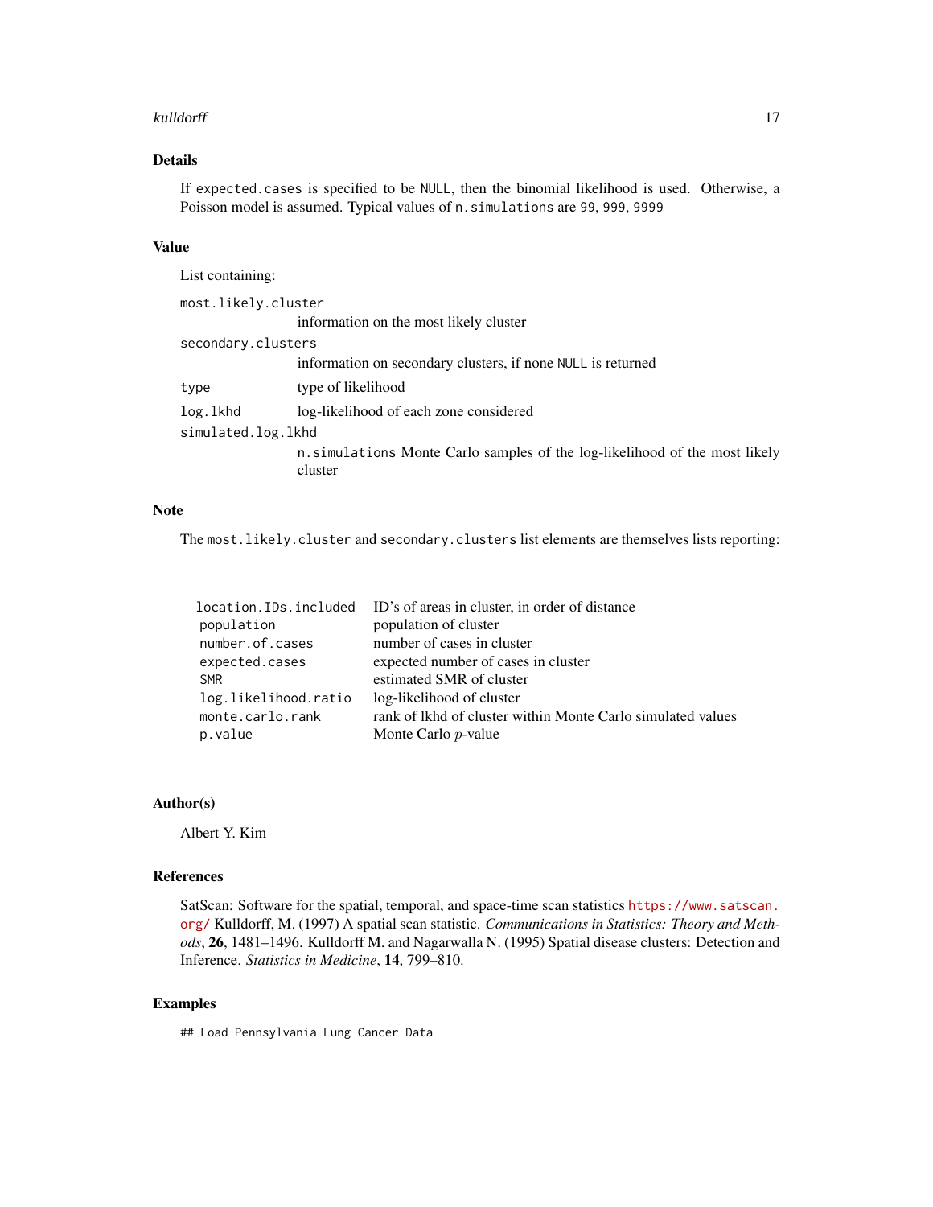## Details

If `expected.cases` is specified to be `NULL`, then the binomial likelihood is used. Otherwise, a Poisson model is assumed. Typical values of `n.simulations` are `99`, `999`, `9999`

## Value

List containing:

| | |
|---|---|
| `most.likely.cluster` | information on the most likely cluster |
| `secondary.clusters` | information on secondary clusters, if none `NULL` is returned |
| `type` | type of likelihood |
| `log.lkhd` | log-likelihood of each zone considered |
| `simulated.log.lkhd` | `n.simulations` Monte Carlo samples of the log-likelihood of the most likely cluster |

## Note

The `most.likely.cluster` and `secondary.clusters` list elements are themselves lists reporting:

| | |
|---|---|
| `location.IDs.included` | ID's of areas in cluster, in order of distance |
| `population` | population of cluster |
| `number.of.cases` | number of cases in cluster |
| `expected.cases` | expected number of cases in cluster |
| `SMR` | estimated SMR of cluster |
| `log.likelihood.ratio` | log-likelihood of cluster |
| `monte.carlo.rank` | rank of lkhd of cluster within Monte Carlo simulated values |
| `p.value` | Monte Carlo $p$-value |

## Author(s)

Albert Y. Kim

## References

SatScan: Software for the spatial, temporal, and space-time scan statistics https://www.satscan.org/ Kulldorff, M. (1997) A spatial scan statistic. *Communications in Statistics: Theory and Methods*, **26**, 1481–1496. Kulldorff M. and Nagarwalla N. (1995) Spatial disease clusters: Detection and Inference. *Statistics in Medicine*, **14**, 799–810.

## Examples

```
## Load Pennsylvania Lung Cancer Data
```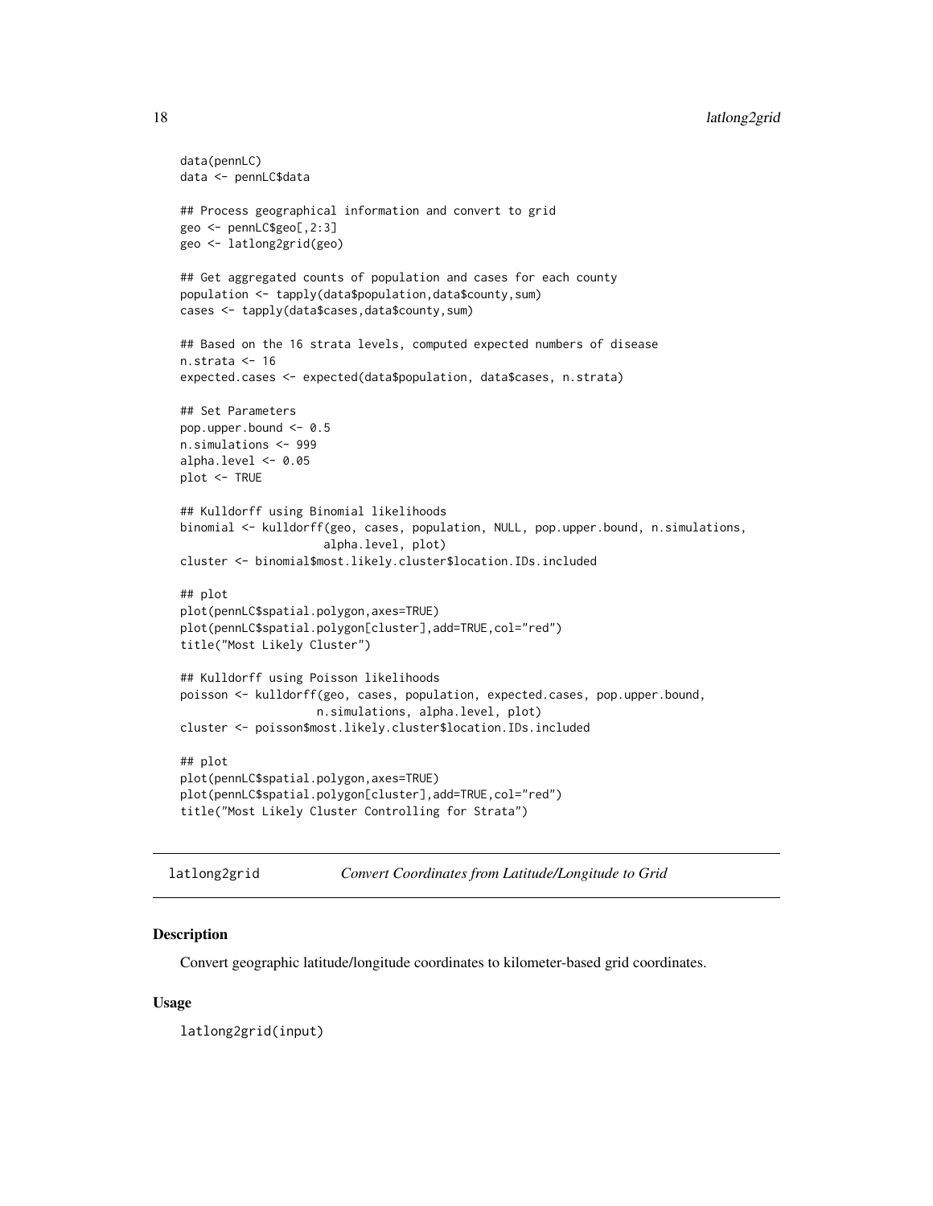```
data(pennLC)
data <- pennLC$data

## Process geographical information and convert to grid
geo <- pennLC$geo[,2:3]
geo <- latlong2grid(geo)

## Get aggregated counts of population and cases for each county
population <- tapply(data$population,data$county,sum)
cases <- tapply(data$cases,data$county,sum)

## Based on the 16 strata levels, computed expected numbers of disease
n.strata <- 16
expected.cases <- expected(data$population, data$cases, n.strata)

## Set Parameters
pop.upper.bound <- 0.5
n.simulations <- 999
alpha.level <- 0.05
plot <- TRUE

## Kulldorff using Binomial likelihoods
binomial <- kulldorff(geo, cases, population, NULL, pop.upper.bound, n.simulations,
                     alpha.level, plot)
cluster <- binomial$most.likely.cluster$location.IDs.included

## plot
plot(pennLC$spatial.polygon,axes=TRUE)
plot(pennLC$spatial.polygon[cluster],add=TRUE,col="red")
title("Most Likely Cluster")

## Kulldorff using Poisson likelihoods
poisson <- kulldorff(geo, cases, population, expected.cases, pop.upper.bound,
                    n.simulations, alpha.level, plot)
cluster <- poisson$most.likely.cluster$location.IDs.included

## plot
plot(pennLC$spatial.polygon,axes=TRUE)
plot(pennLC$spatial.polygon[cluster],add=TRUE,col="red")
title("Most Likely Cluster Controlling for Strata")
```

## latlong2grid — *Convert Coordinates from Latitude/Longitude to Grid*

### Description

Convert geographic latitude/longitude coordinates to kilometer-based grid coordinates.

### Usage

```
latlong2grid(input)
```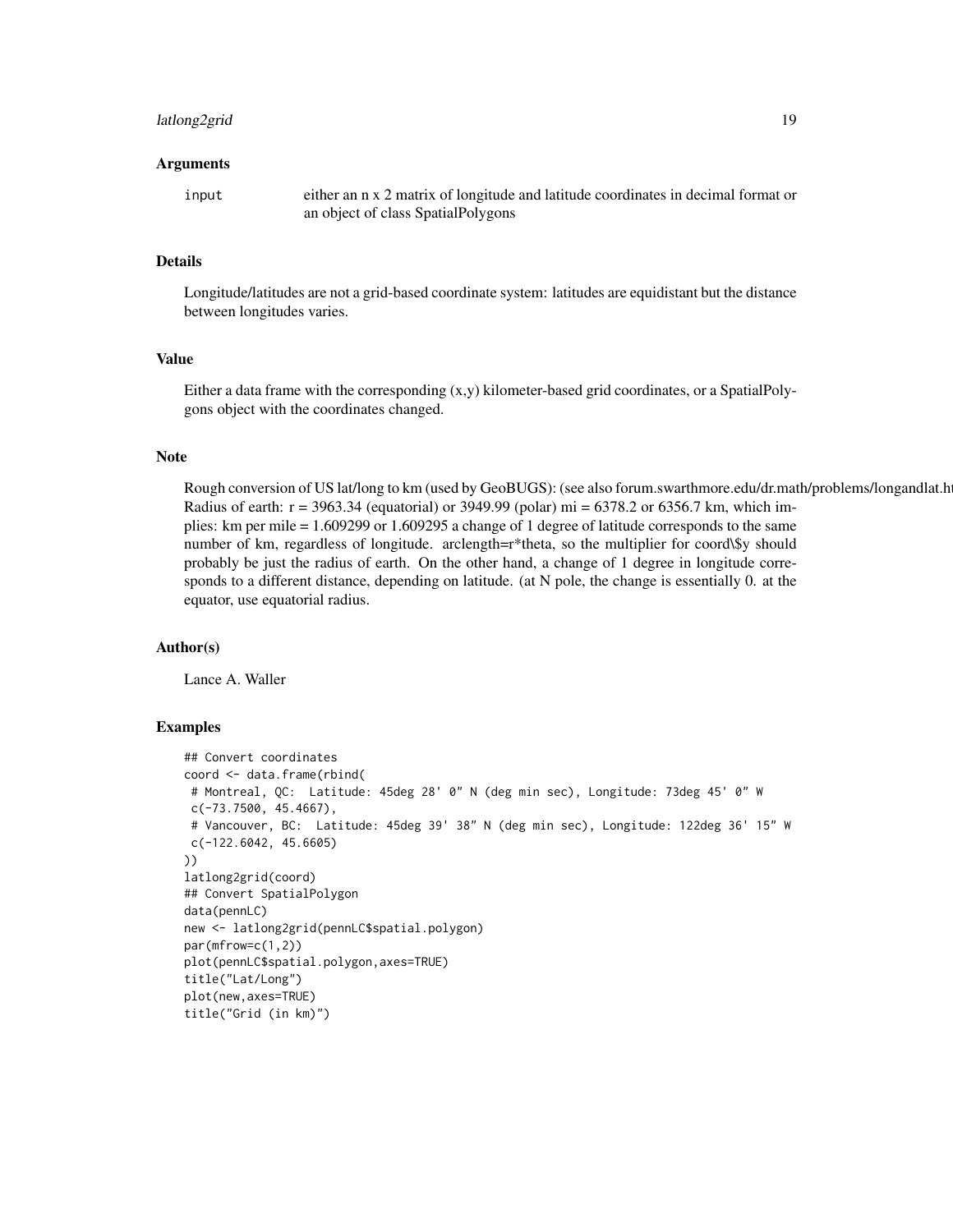## Arguments

input  either an n x 2 matrix of longitude and latitude coordinates in decimal format or an object of class SpatialPolygons

## Details

Longitude/latitudes are not a grid-based coordinate system: latitudes are equidistant but the distance between longitudes varies.

## Value

Either a data frame with the corresponding (x,y) kilometer-based grid coordinates, or a SpatialPolygons object with the coordinates changed.

## Note

Rough conversion of US lat/long to km (used by GeoBUGS): (see also forum.swarthmore.edu/dr.math/problems/longandlat.ht
Radius of earth: r = 3963.34 (equatorial) or 3949.99 (polar) mi = 6378.2 or 6356.7 km, which implies: km per mile = 1.609299 or 1.609295 a change of 1 degree of latitude corresponds to the same number of km, regardless of longitude. arclength=r*theta, so the multiplier for coord\$y should probably be just the radius of earth. On the other hand, a change of 1 degree in longitude corresponds to a different distance, depending on latitude. (at N pole, the change is essentially 0. at the equator, use equatorial radius.

## Author(s)

Lance A. Waller

## Examples

```
## Convert coordinates
coord <- data.frame(rbind(
 # Montreal, QC:  Latitude: 45deg 28' 0" N (deg min sec), Longitude: 73deg 45' 0" W
 c(-73.7500, 45.4667),
 # Vancouver, BC:  Latitude: 45deg 39' 38" N (deg min sec), Longitude: 122deg 36' 15" W
 c(-122.6042, 45.6605)
))
latlong2grid(coord)
## Convert SpatialPolygon
data(pennLC)
new <- latlong2grid(pennLC$spatial.polygon)
par(mfrow=c(1,2))
plot(pennLC$spatial.polygon,axes=TRUE)
title("Lat/Long")
plot(new,axes=TRUE)
title("Grid (in km)")
```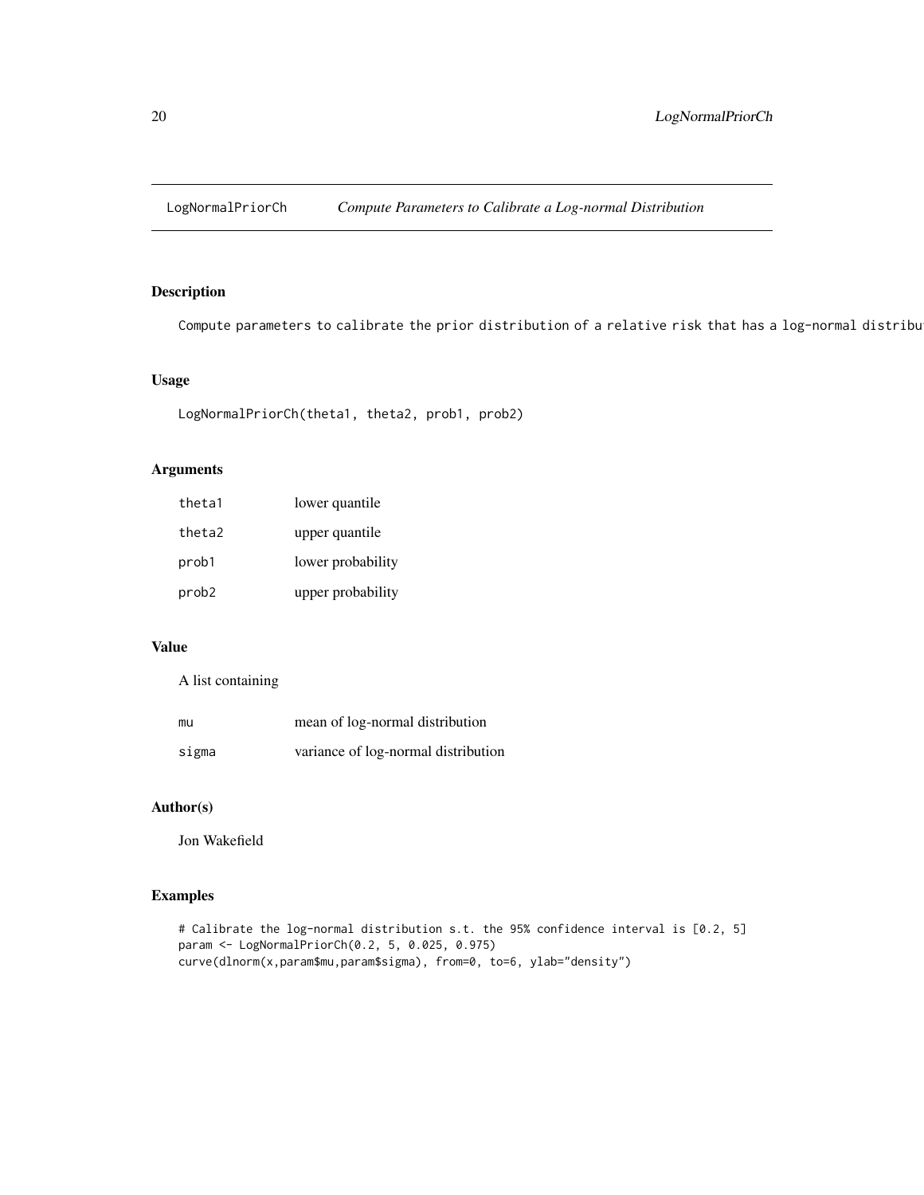# LogNormalPriorCh — *Compute Parameters to Calibrate a Log-normal Distribution*

## Description

Compute parameters to calibrate the prior distribution of a relative risk that has a log-normal distribu

## Usage

```
LogNormalPriorCh(theta1, theta2, prob1, prob2)
```

## Arguments

| | |
|---|---|
| theta1 | lower quantile |
| theta2 | upper quantile |
| prob1 | lower probability |
| prob2 | upper probability |

## Value

A list containing

| | |
|---|---|
| mu | mean of log-normal distribution |
| sigma | variance of log-normal distribution |

## Author(s)

Jon Wakefield

## Examples

```
# Calibrate the log-normal distribution s.t. the 95% confidence interval is [0.2, 5]
param <- LogNormalPriorCh(0.2, 5, 0.025, 0.975)
curve(dlnorm(x,param$mu,param$sigma), from=0, to=6, ylab="density")
```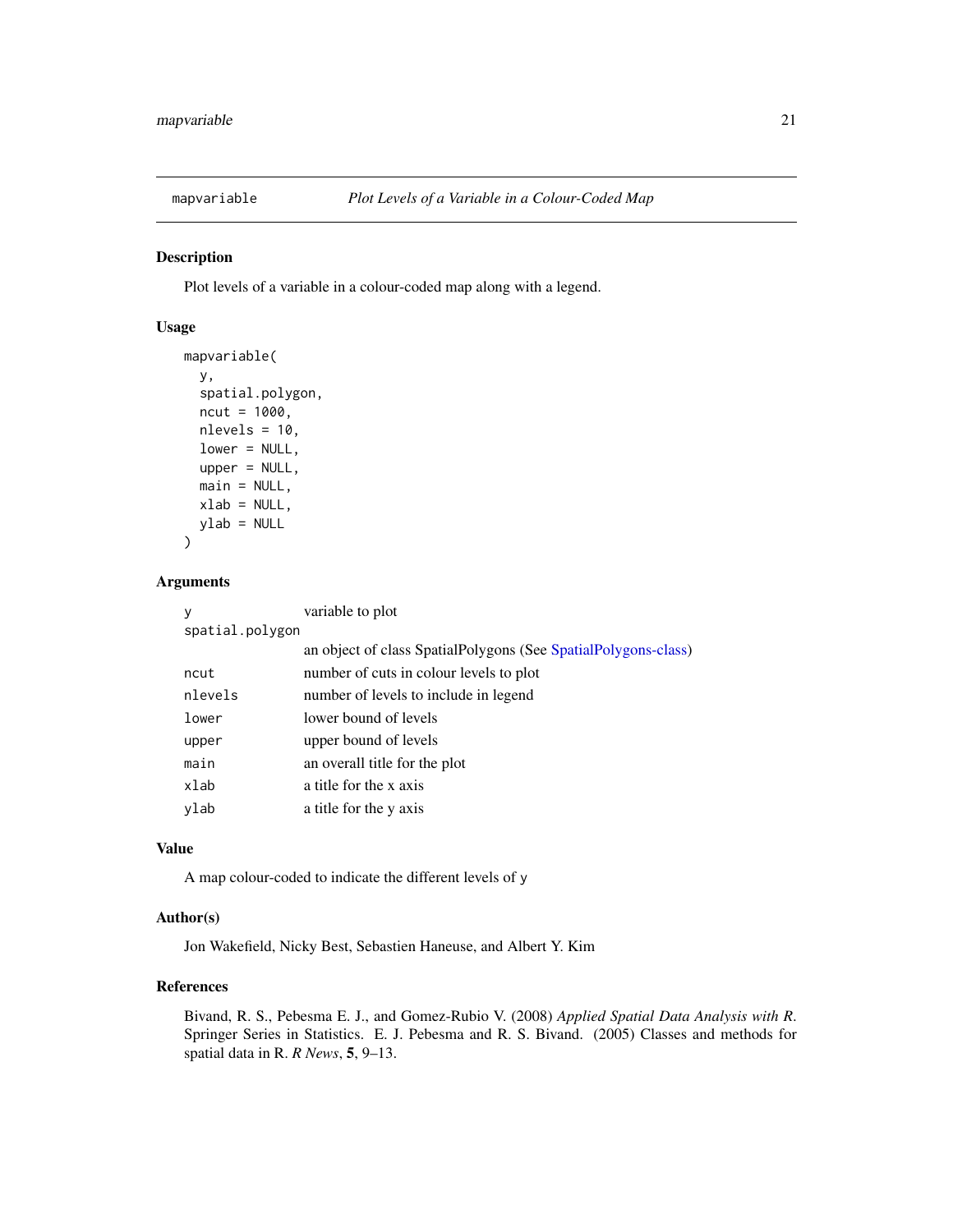# mapvariable *Plot Levels of a Variable in a Colour-Coded Map*

## Description

Plot levels of a variable in a colour-coded map along with a legend.

## Usage

```
mapvariable(
  y,
  spatial.polygon,
  ncut = 1000,
  nlevels = 10,
  lower = NULL,
  upper = NULL,
  main = NULL,
  xlab = NULL,
  ylab = NULL
)
```

## Arguments

| | |
|---|---|
| `y` | variable to plot |
| `spatial.polygon` | an object of class SpatialPolygons (See SpatialPolygons-class) |
| `ncut` | number of cuts in colour levels to plot |
| `nlevels` | number of levels to include in legend |
| `lower` | lower bound of levels |
| `upper` | upper bound of levels |
| `main` | an overall title for the plot |
| `xlab` | a title for the x axis |
| `ylab` | a title for the y axis |

## Value

A map colour-coded to indicate the different levels of `y`

## Author(s)

Jon Wakefield, Nicky Best, Sebastien Haneuse, and Albert Y. Kim

## References

Bivand, R. S., Pebesma E. J., and Gomez-Rubio V. (2008) *Applied Spatial Data Analysis with R*. Springer Series in Statistics. E. J. Pebesma and R. S. Bivand. (2005) Classes and methods for spatial data in R. *R News*, **5**, 9–13.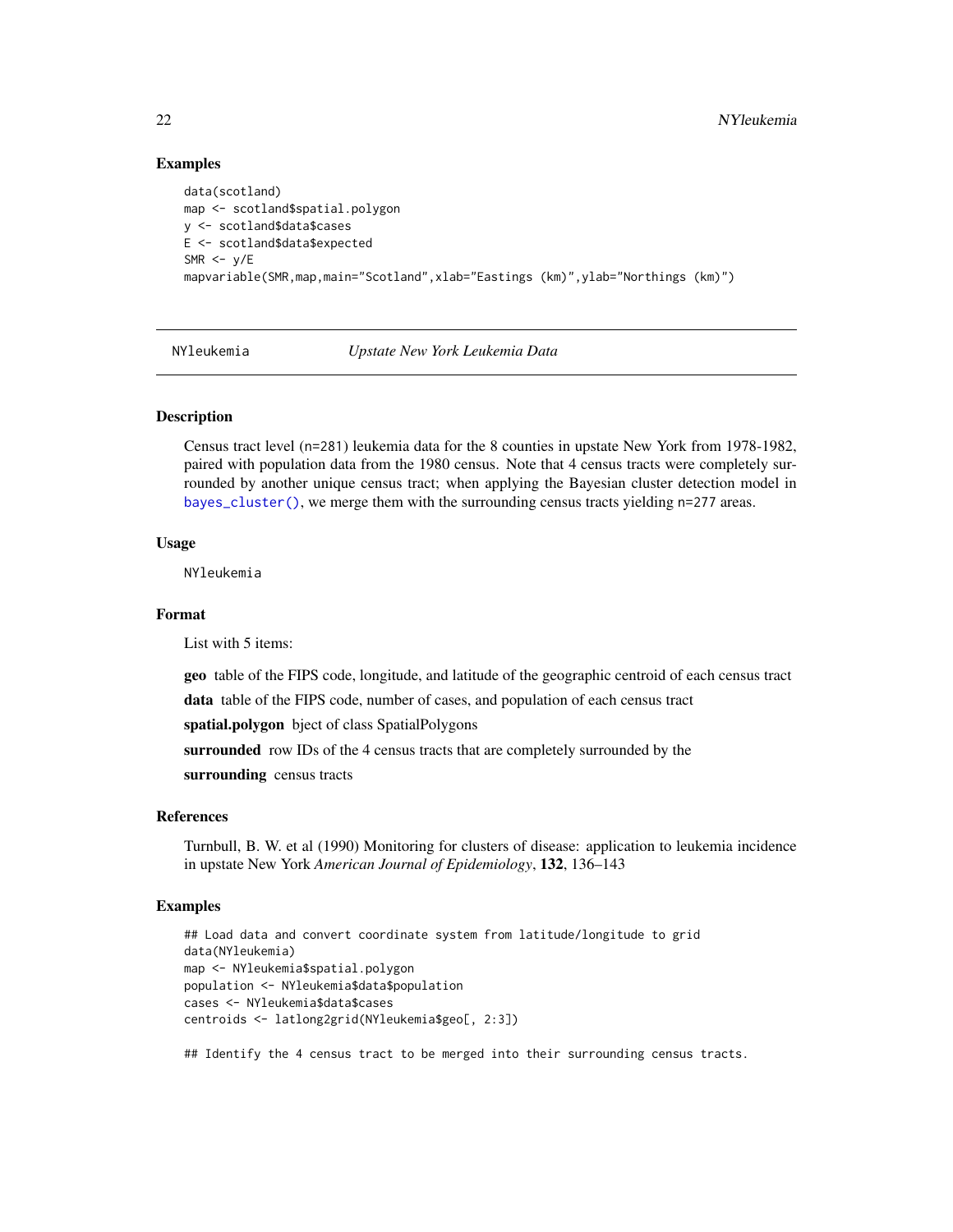## Examples

```
data(scotland)
map <- scotland$spatial.polygon
y <- scotland$data$cases
E <- scotland$data$expected
SMR <- y/E
mapvariable(SMR,map,main="Scotland",xlab="Eastings (km)",ylab="Northings (km)")
```

---

NYleukemia *Upstate New York Leukemia Data*

---

## Description

Census tract level (n=281) leukemia data for the 8 counties in upstate New York from 1978-1982, paired with population data from the 1980 census. Note that 4 census tracts were completely surrounded by another unique census tract; when applying the Bayesian cluster detection model in `bayes_cluster()`, we merge them with the surrounding census tracts yielding n=277 areas.

## Usage

```
NYleukemia
```

## Format

List with 5 items:

**geo** table of the FIPS code, longitude, and latitude of the geographic centroid of each census tract

**data** table of the FIPS code, number of cases, and population of each census tract

**spatial.polygon** bject of class SpatialPolygons

**surrounded** row IDs of the 4 census tracts that are completely surrounded by the

**surrounding** census tracts

## References

Turnbull, B. W. et al (1990) Monitoring for clusters of disease: application to leukemia incidence in upstate New York *American Journal of Epidemiology*, **132**, 136–143

## Examples

```
## Load data and convert coordinate system from latitude/longitude to grid
data(NYleukemia)
map <- NYleukemia$spatial.polygon
population <- NYleukemia$data$population
cases <- NYleukemia$data$cases
centroids <- latlong2grid(NYleukemia$geo[, 2:3])

## Identify the 4 census tract to be merged into their surrounding census tracts.
```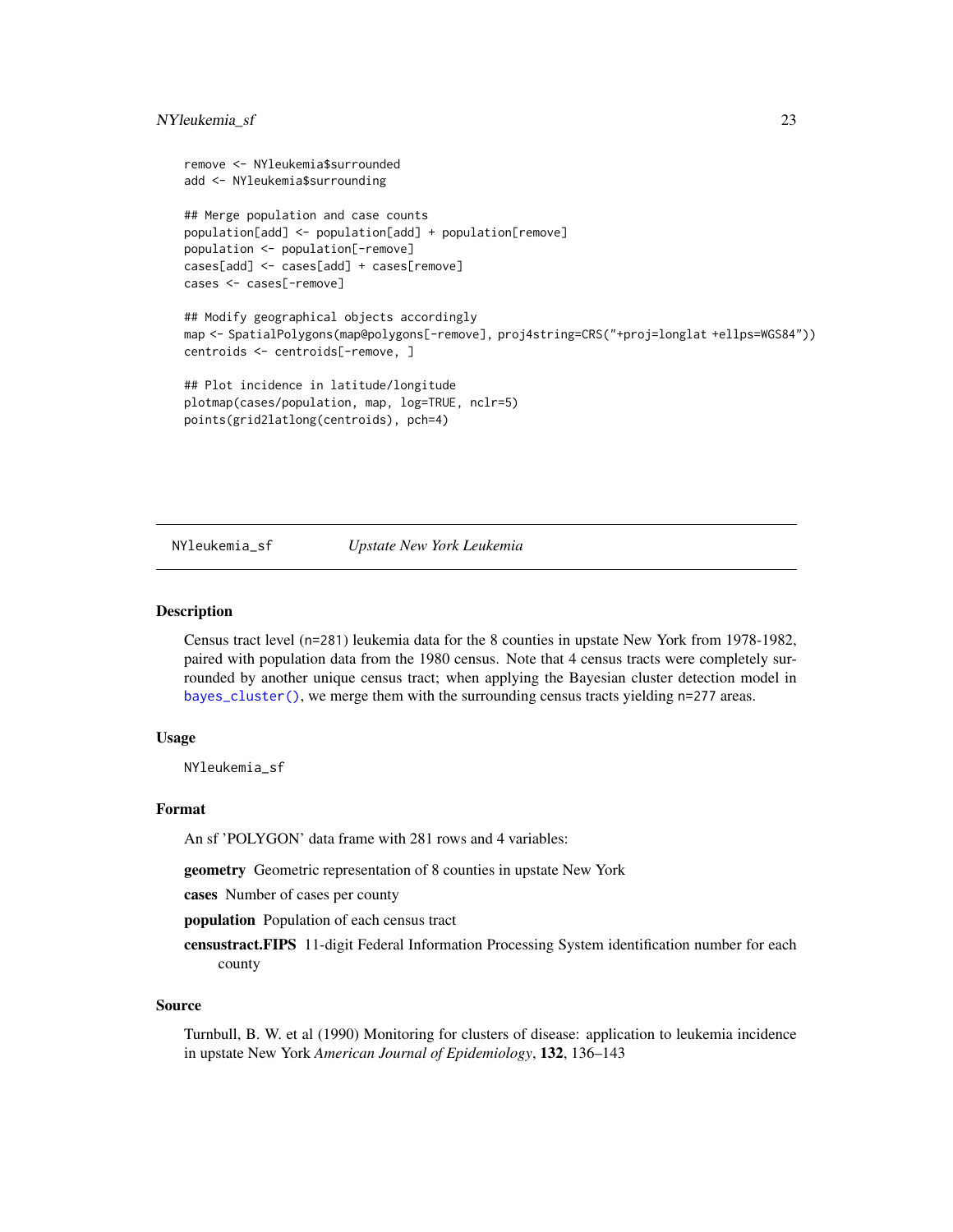```
remove <- NYleukemia$surrounded
add <- NYleukemia$surrounding

## Merge population and case counts
population[add] <- population[add] + population[remove]
population <- population[-remove]
cases[add] <- cases[add] + cases[remove]
cases <- cases[-remove]

## Modify geographical objects accordingly
map <- SpatialPolygons(map@polygons[-remove], proj4string=CRS("+proj=longlat +ellps=WGS84"))
centroids <- centroids[-remove, ]

## Plot incidence in latitude/longitude
plotmap(cases/population, map, log=TRUE, nclr=5)
points(grid2latlong(centroids), pch=4)
```

## NYleukemia_sf — *Upstate New York Leukemia*

### Description

Census tract level (n=281) leukemia data for the 8 counties in upstate New York from 1978-1982, paired with population data from the 1980 census. Note that 4 census tracts were completely surrounded by another unique census tract; when applying the Bayesian cluster detection model in `bayes_cluster()`, we merge them with the surrounding census tracts yielding n=277 areas.

### Usage

```
NYleukemia_sf
```

### Format

An sf 'POLYGON' data frame with 281 rows and 4 variables:

**geometry** Geometric representation of 8 counties in upstate New York

**cases** Number of cases per county

**population** Population of each census tract

**censustract.FIPS** 11-digit Federal Information Processing System identification number for each county

### Source

Turnbull, B. W. et al (1990) Monitoring for clusters of disease: application to leukemia incidence in upstate New York *American Journal of Epidemiology*, **132**, 136–143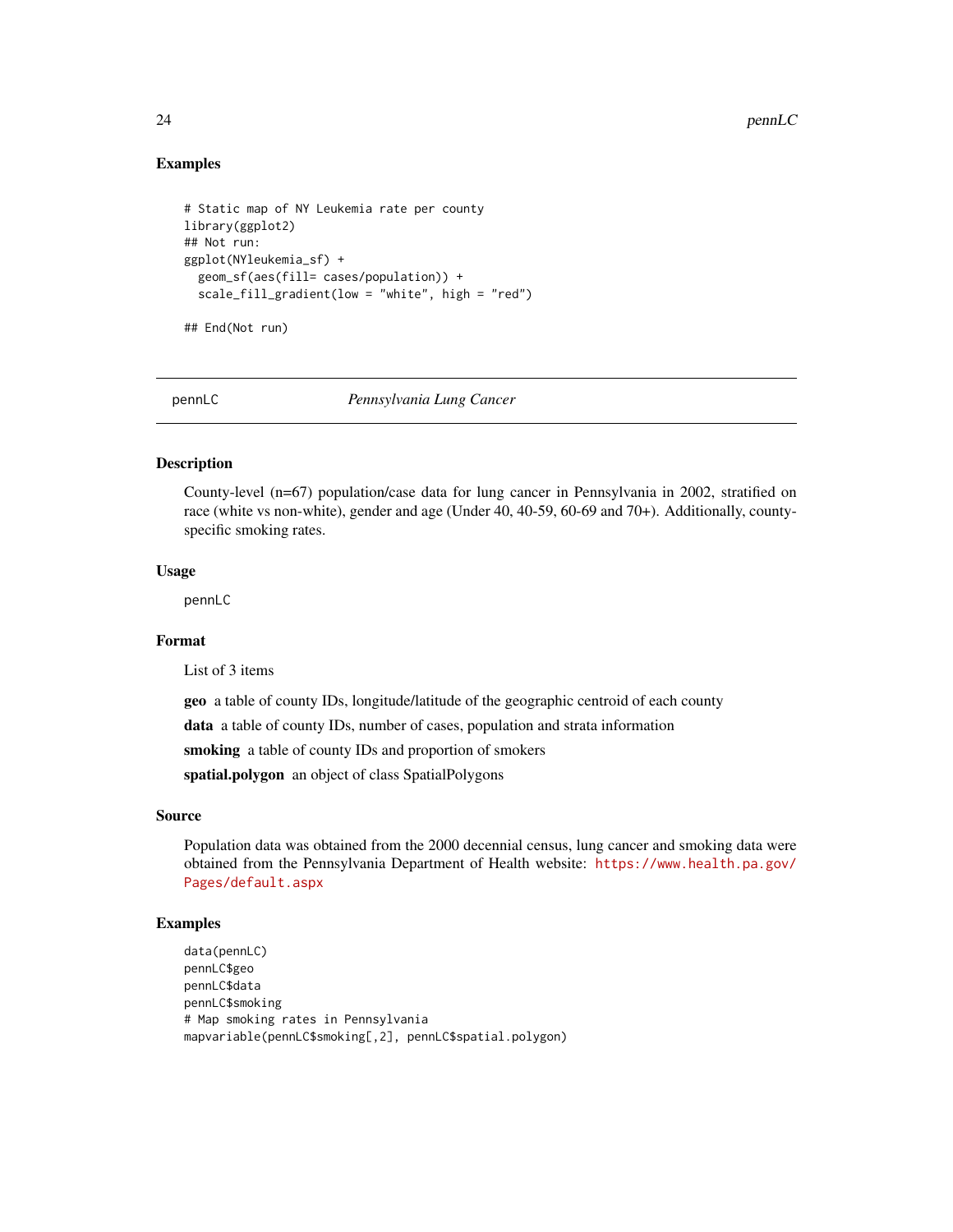## Examples

```
# Static map of NY Leukemia rate per county
library(ggplot2)
## Not run:
ggplot(NYleukemia_sf) +
  geom_sf(aes(fill= cases/population)) +
  scale_fill_gradient(low = "white", high = "red")

## End(Not run)
```

---

pennLC *Pennsylvania Lung Cancer*

---

## Description

County-level (n=67) population/case data for lung cancer in Pennsylvania in 2002, stratified on race (white vs non-white), gender and age (Under 40, 40-59, 60-69 and 70+). Additionally, county-specific smoking rates.

## Usage

```
pennLC
```

## Format

List of 3 items

**geo** a table of county IDs, longitude/latitude of the geographic centroid of each county

**data** a table of county IDs, number of cases, population and strata information

**smoking** a table of county IDs and proportion of smokers

**spatial.polygon** an object of class SpatialPolygons

## Source

Population data was obtained from the 2000 decennial census, lung cancer and smoking data were obtained from the Pennsylvania Department of Health website: https://www.health.pa.gov/Pages/default.aspx

## Examples

```
data(pennLC)
pennLC$geo
pennLC$data
pennLC$smoking
# Map smoking rates in Pennsylvania
mapvariable(pennLC$smoking[,2], pennLC$spatial.polygon)
```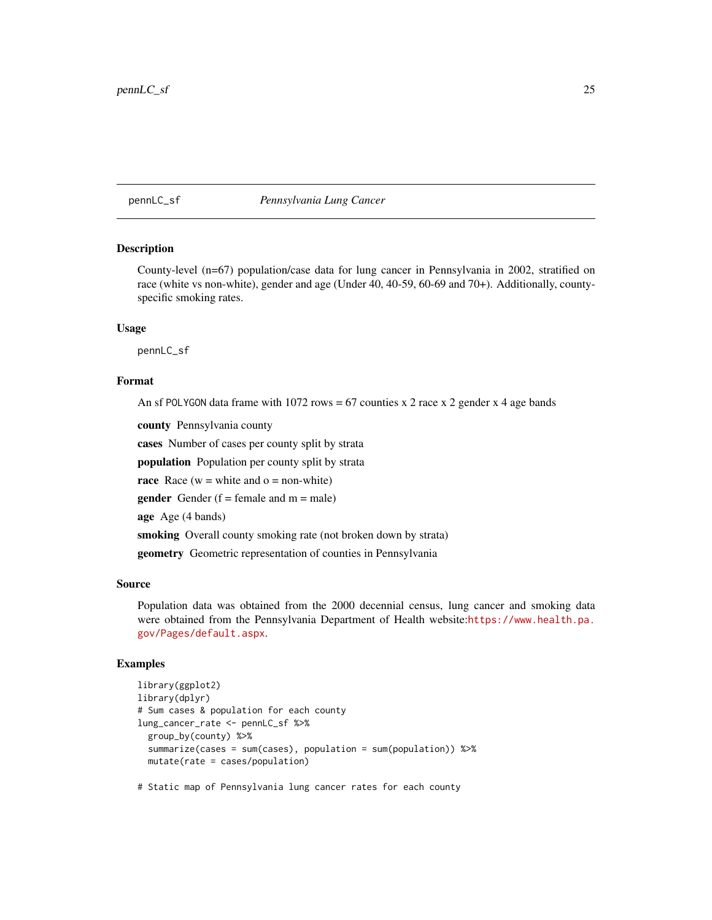## pennLC_sf *Pennsylvania Lung Cancer*

### Description

County-level (n=67) population/case data for lung cancer in Pennsylvania in 2002, stratified on race (white vs non-white), gender and age (Under 40, 40-59, 60-69 and 70+). Additionally, county-specific smoking rates.

### Usage

```
pennLC_sf
```

### Format

An sf `POLYGON` data frame with 1072 rows = 67 counties x 2 race x 2 gender x 4 age bands

**county** Pennsylvania county

**cases** Number of cases per county split by strata

**population** Population per county split by strata

**race** Race (w = white and o = non-white)

**gender** Gender (f = female and m = male)

**age** Age (4 bands)

**smoking** Overall county smoking rate (not broken down by strata)

**geometry** Geometric representation of counties in Pennsylvania

### Source

Population data was obtained from the 2000 decennial census, lung cancer and smoking data were obtained from the Pennsylvania Department of Health website:https://www.health.pa.gov/Pages/default.aspx.

### Examples

```
library(ggplot2)
library(dplyr)
# Sum cases & population for each county
lung_cancer_rate <- pennLC_sf %>%
  group_by(county) %>%
  summarize(cases = sum(cases), population = sum(population)) %>%
  mutate(rate = cases/population)

# Static map of Pennsylvania lung cancer rates for each county
```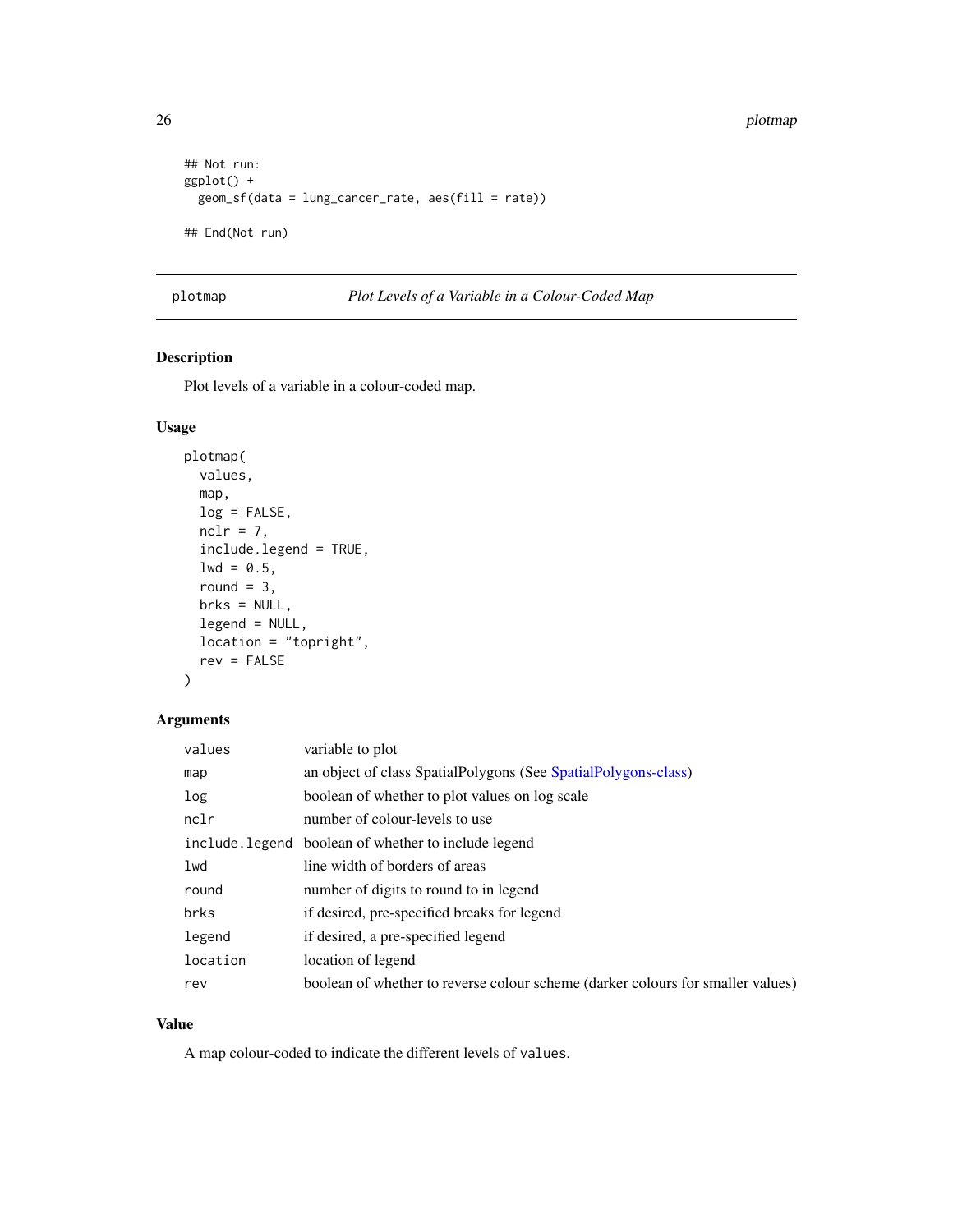```
## Not run:
ggplot() +
  geom_sf(data = lung_cancer_rate, aes(fill = rate))

## End(Not run)
```

---

## plotmap — *Plot Levels of a Variable in a Colour-Coded Map*

### Description

Plot levels of a variable in a colour-coded map.

### Usage

```
plotmap(
  values,
  map,
  log = FALSE,
  nclr = 7,
  include.legend = TRUE,
  lwd = 0.5,
  round = 3,
  brks = NULL,
  legend = NULL,
  location = "topright",
  rev = FALSE
)
```

### Arguments

| Argument | Description |
|---|---|
| `values` | variable to plot |
| `map` | an object of class SpatialPolygons (See SpatialPolygons-class) |
| `log` | boolean of whether to plot values on log scale |
| `nclr` | number of colour-levels to use |
| `include.legend` | boolean of whether to include legend |
| `lwd` | line width of borders of areas |
| `round` | number of digits to round to in legend |
| `brks` | if desired, pre-specified breaks for legend |
| `legend` | if desired, a pre-specified legend |
| `location` | location of legend |
| `rev` | boolean of whether to reverse colour scheme (darker colours for smaller values) |

### Value

A map colour-coded to indicate the different levels of `values`.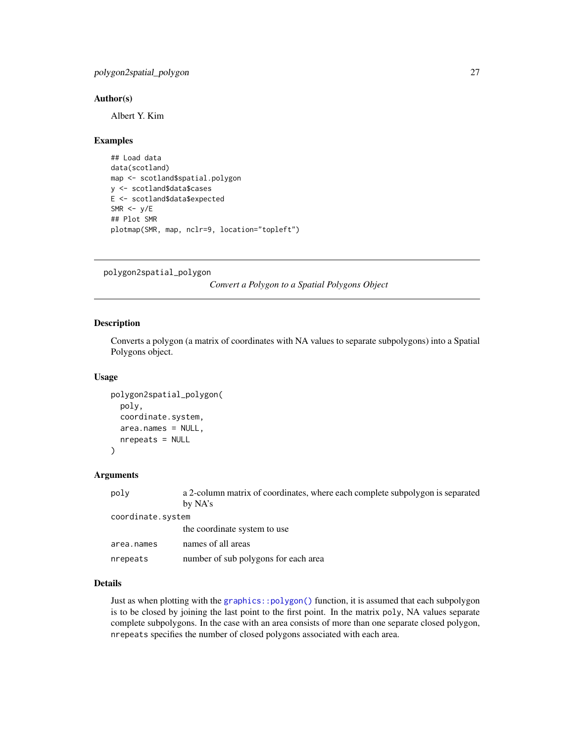### Author(s)

Albert Y. Kim

### Examples

```
## Load data
data(scotland)
map <- scotland$spatial.polygon
y <- scotland$data$cases
E <- scotland$data$expected
SMR <- y/E
## Plot SMR
plotmap(SMR, map, nclr=9, location="topleft")
```

---

## polygon2spatial_polygon

*Convert a Polygon to a Spatial Polygons Object*

---

### Description

Converts a polygon (a matrix of coordinates with NA values to separate subpolygons) into a Spatial Polygons object.

### Usage

```
polygon2spatial_polygon(
  poly,
  coordinate.system,
  area.names = NULL,
  nrepeats = NULL
)
```

### Arguments

| | |
|---|---|
| `poly` | a 2-column matrix of coordinates, where each complete subpolygon is separated by NA's |
| `coordinate.system` | the coordinate system to use |
| `area.names` | names of all areas |
| `nrepeats` | number of sub polygons for each area |

### Details

Just as when plotting with the `graphics::polygon()` function, it is assumed that each subpolygon is to be closed by joining the last point to the first point. In the matrix `poly`, NA values separate complete subpolygons. In the case with an area consists of more than one separate closed polygon, `nrepeats` specifies the number of closed polygons associated with each area.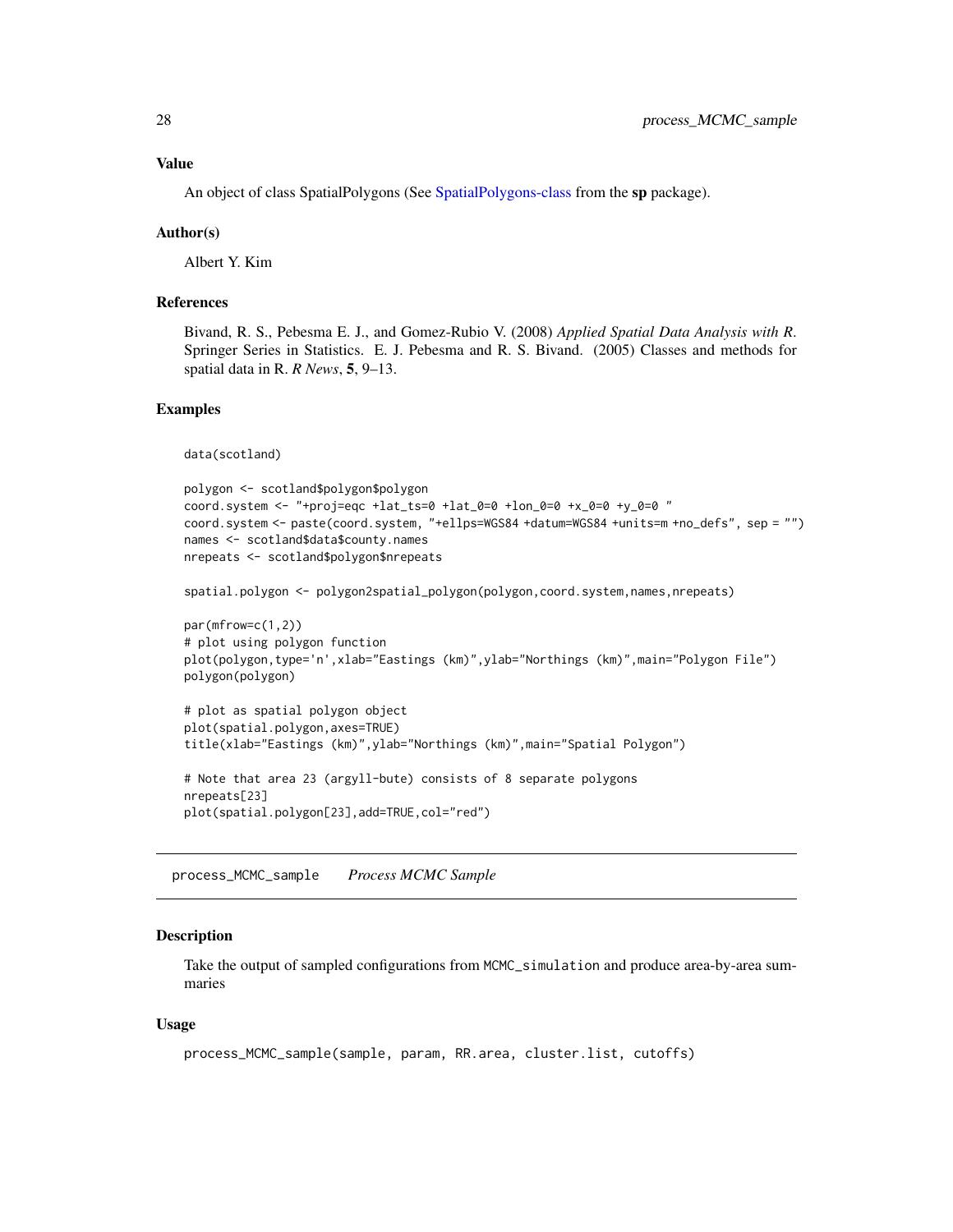## Value

An object of class SpatialPolygons (See SpatialPolygons-class from the **sp** package).

## Author(s)

Albert Y. Kim

## References

Bivand, R. S., Pebesma E. J., and Gomez-Rubio V. (2008) *Applied Spatial Data Analysis with R*. Springer Series in Statistics. E. J. Pebesma and R. S. Bivand. (2005) Classes and methods for spatial data in R. *R News*, **5**, 9–13.

## Examples

```
data(scotland)

polygon <- scotland$polygon$polygon
coord.system <- "+proj=eqc +lat_ts=0 +lat_0=0 +lon_0=0 +x_0=0 +y_0=0 "
coord.system <- paste(coord.system, "+ellps=WGS84 +datum=WGS84 +units=m +no_defs", sep = "")
names <- scotland$data$county.names
nrepeats <- scotland$polygon$nrepeats

spatial.polygon <- polygon2spatial_polygon(polygon,coord.system,names,nrepeats)

par(mfrow=c(1,2))
# plot using polygon function
plot(polygon,type='n',xlab="Eastings (km)",ylab="Northings (km)",main="Polygon File")
polygon(polygon)

# plot as spatial polygon object
plot(spatial.polygon,axes=TRUE)
title(xlab="Eastings (km)",ylab="Northings (km)",main="Spatial Polygon")

# Note that area 23 (argyll-bute) consists of 8 separate polygons
nrepeats[23]
plot(spatial.polygon[23],add=TRUE,col="red")
```

---

# process_MCMC_sample *Process MCMC Sample*

## Description

Take the output of sampled configurations from `MCMC_simulation` and produce area-by-area summaries

## Usage

```
process_MCMC_sample(sample, param, RR.area, cluster.list, cutoffs)
```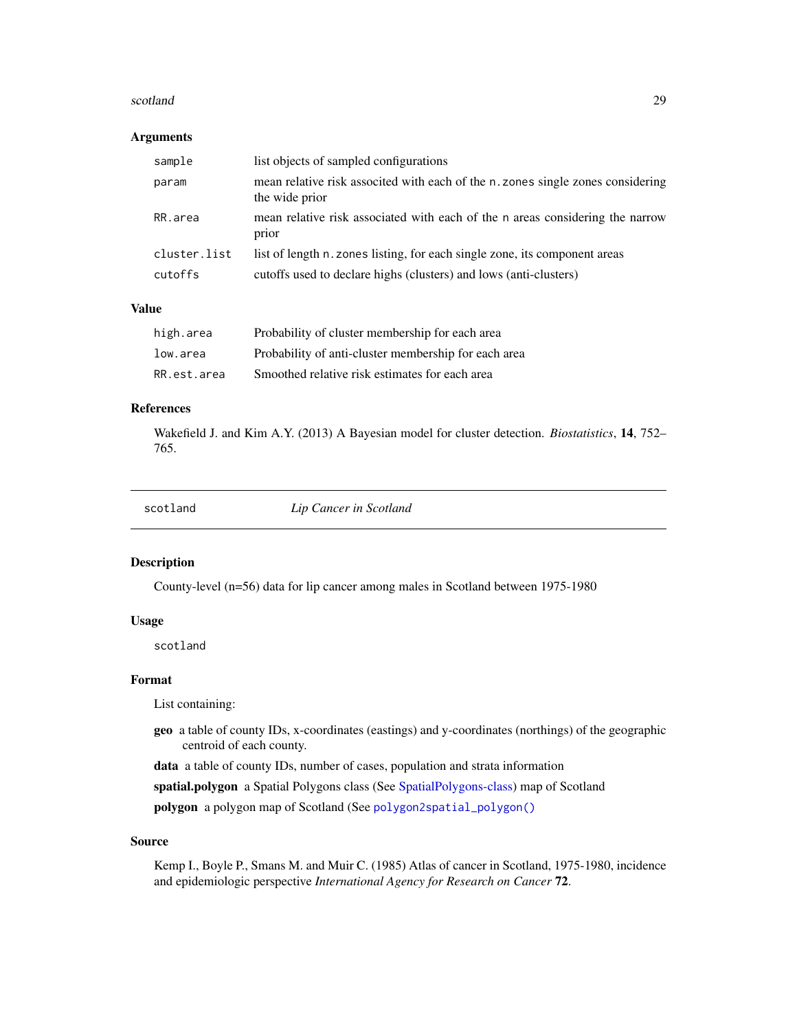### Arguments

| | |
|---|---|
| `sample` | list objects of sampled configurations |
| `param` | mean relative risk associted with each of the `n.zones` single zones considering the wide prior |
| `RR.area` | mean relative risk associated with each of the `n` areas considering the narrow prior |
| `cluster.list` | list of length `n.zones` listing, for each single zone, its component areas |
| `cutoffs` | cutoffs used to declare highs (clusters) and lows (anti-clusters) |

### Value

| | |
|---|---|
| `high.area` | Probability of cluster membership for each area |
| `low.area` | Probability of anti-cluster membership for each area |
| `RR.est.area` | Smoothed relative risk estimates for each area |

### References

Wakefield J. and Kim A.Y. (2013) A Bayesian model for cluster detection. *Biostatistics*, **14**, 752–765.

---

## `scotland` *Lip Cancer in Scotland*

### Description

County-level (n=56) data for lip cancer among males in Scotland between 1975-1980

### Usage

```
scotland
```

### Format

List containing:

**geo** a table of county IDs, x-coordinates (eastings) and y-coordinates (northings) of the geographic centroid of each county.

**data** a table of county IDs, number of cases, population and strata information

**spatial.polygon** a Spatial Polygons class (See SpatialPolygons-class) map of Scotland

**polygon** a polygon map of Scotland (See `polygon2spatial_polygon()`

### Source

Kemp I., Boyle P., Smans M. and Muir C. (1985) Atlas of cancer in Scotland, 1975-1980, incidence and epidemiologic perspective *International Agency for Research on Cancer* **72**.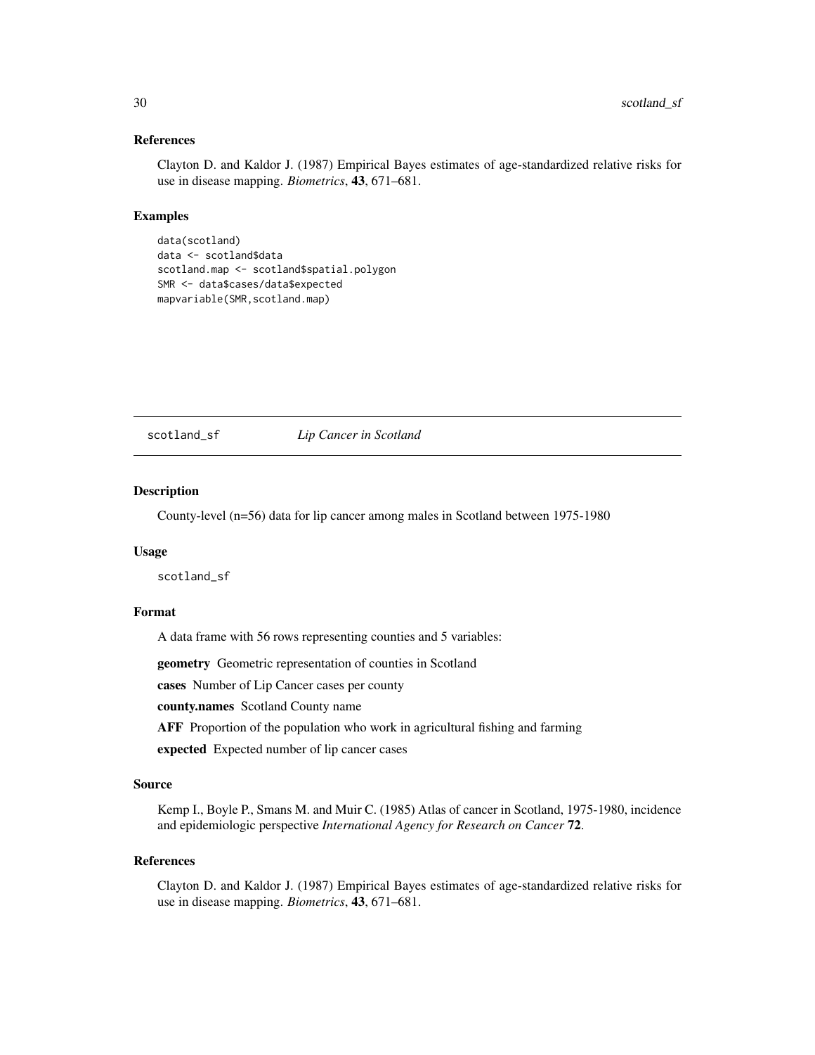### References

Clayton D. and Kaldor J. (1987) Empirical Bayes estimates of age-standardized relative risks for use in disease mapping. *Biometrics*, **43**, 671–681.

### Examples

```
data(scotland)
data <- scotland$data
scotland.map <- scotland$spatial.polygon
SMR <- data$cases/data$expected
mapvariable(SMR,scotland.map)
```

---

## scotland_sf *Lip Cancer in Scotland*

---

### Description

County-level (n=56) data for lip cancer among males in Scotland between 1975-1980

### Usage

```
scotland_sf
```

### Format

A data frame with 56 rows representing counties and 5 variables:

**geometry** Geometric representation of counties in Scotland

**cases** Number of Lip Cancer cases per county

**county.names** Scotland County name

**AFF** Proportion of the population who work in agricultural fishing and farming

**expected** Expected number of lip cancer cases

### Source

Kemp I., Boyle P., Smans M. and Muir C. (1985) Atlas of cancer in Scotland, 1975-1980, incidence and epidemiologic perspective *International Agency for Research on Cancer* **72**.

### References

Clayton D. and Kaldor J. (1987) Empirical Bayes estimates of age-standardized relative risks for use in disease mapping. *Biometrics*, **43**, 671–681.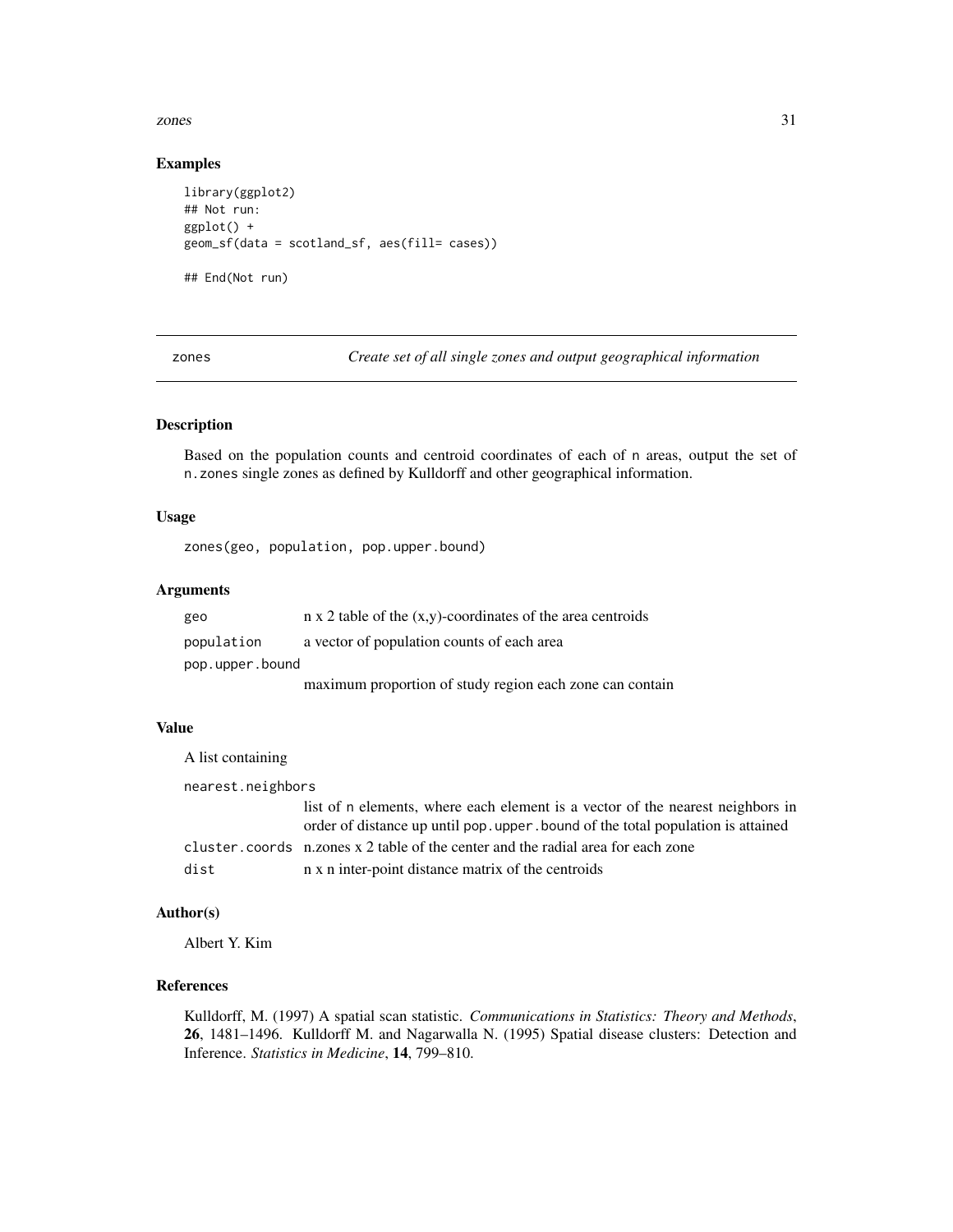### Examples

```
library(ggplot2)
## Not run:
ggplot() +
geom_sf(data = scotland_sf, aes(fill= cases))

## End(Not run)
```

---

## zones — *Create set of all single zones and output geographical information*

### Description

Based on the population counts and centroid coordinates of each of n areas, output the set of n.zones single zones as defined by Kulldorff and other geographical information.

### Usage

```
zones(geo, population, pop.upper.bound)
```

### Arguments

| | |
|---|---|
| geo | n x 2 table of the (x,y)-coordinates of the area centroids |
| population | a vector of population counts of each area |
| pop.upper.bound | maximum proportion of study region each zone can contain |

### Value

A list containing

| | |
|---|---|
| nearest.neighbors | list of n elements, where each element is a vector of the nearest neighbors in order of distance up until pop.upper.bound of the total population is attained |
| cluster.coords | n.zones x 2 table of the center and the radial area for each zone |
| dist | n x n inter-point distance matrix of the centroids |

### Author(s)

Albert Y. Kim

### References

Kulldorff, M. (1997) A spatial scan statistic. *Communications in Statistics: Theory and Methods*, **26**, 1481–1496. Kulldorff M. and Nagarwalla N. (1995) Spatial disease clusters: Detection and Inference. *Statistics in Medicine*, **14**, 799–810.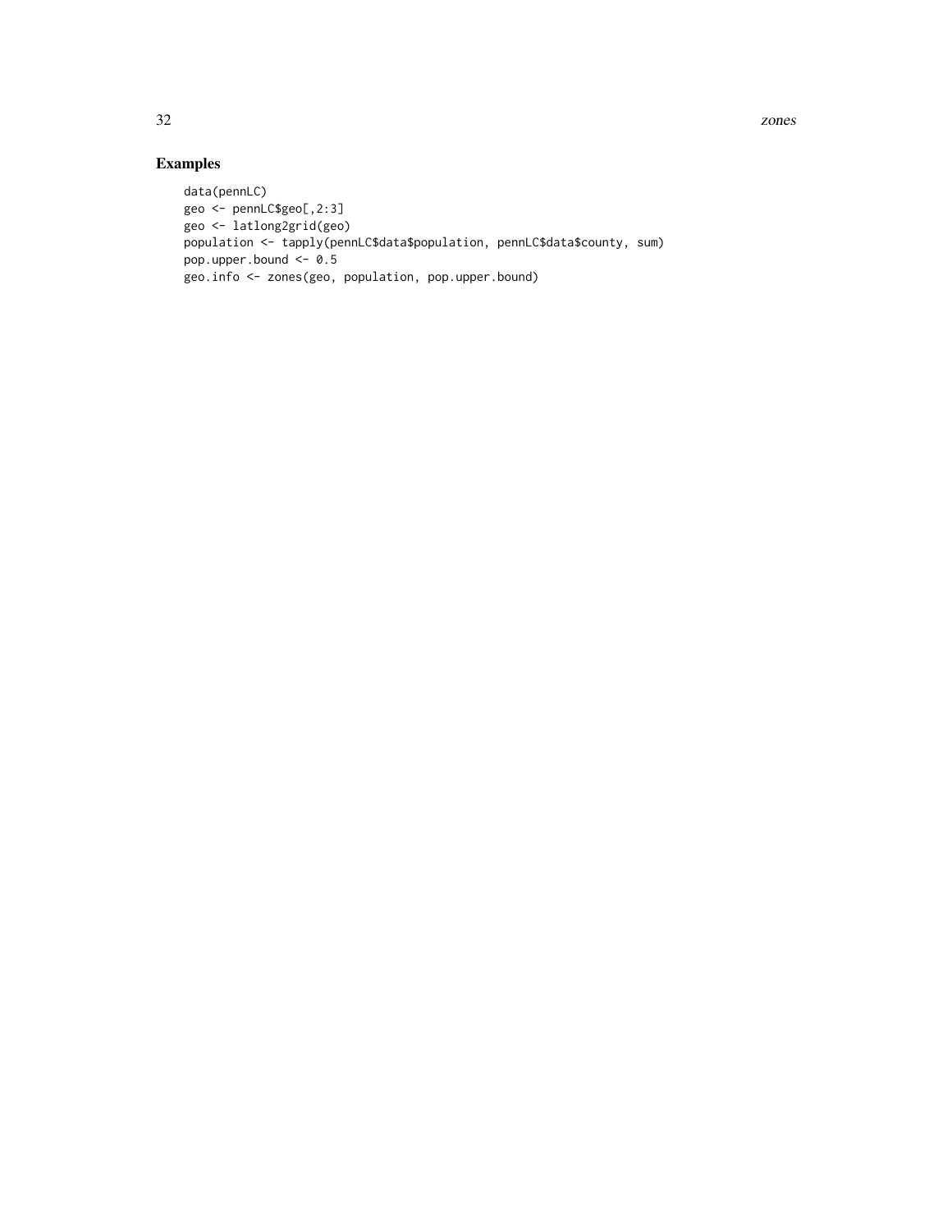## Examples

```
data(pennLC)
geo <- pennLC$geo[,2:3]
geo <- latlong2grid(geo)
population <- tapply(pennLC$data$population, pennLC$data$county, sum)
pop.upper.bound <- 0.5
geo.info <- zones(geo, population, pop.upper.bound)
```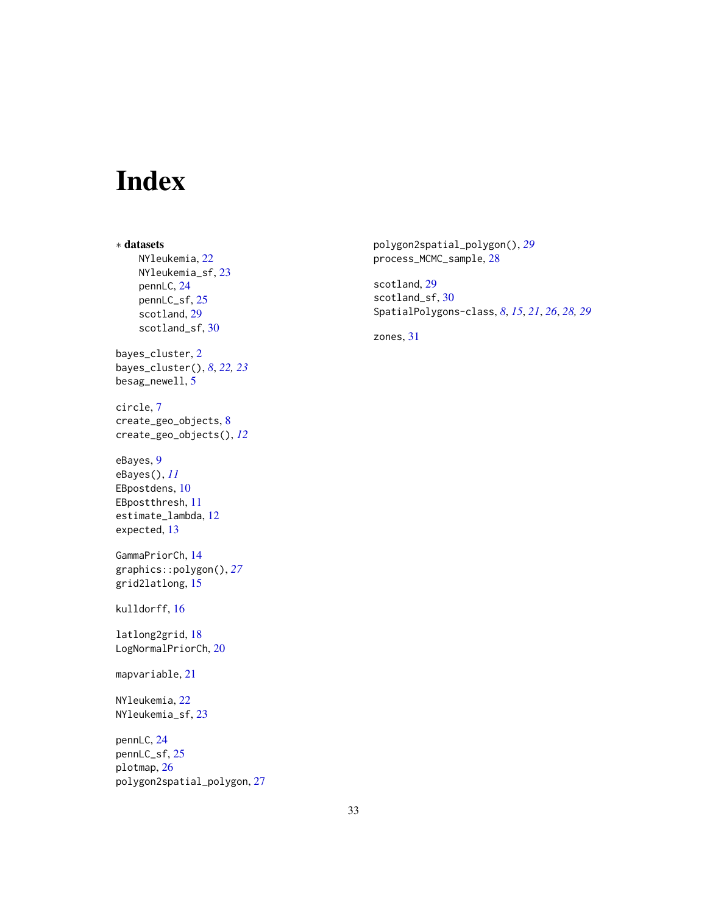# Index

∗ **datasets**

- NYleukemia, 22
- NYleukemia_sf, 23
- pennLC, 24
- pennLC_sf, 25
- scotland, 29
- scotland_sf, 30

bayes_cluster, 2
bayes_cluster(), *8*, *22, 23*
besag_newell, 5

circle, 7
create_geo_objects, 8
create_geo_objects(), *12*

eBayes, 9
eBayes(), *11*
EBpostdens, 10
EBpostthresh, 11
estimate_lambda, 12
expected, 13

GammaPriorCh, 14
graphics::polygon(), *27*
grid2latlong, 15

kulldorff, 16

latlong2grid, 18
LogNormalPriorCh, 20

mapvariable, 21

NYleukemia, 22
NYleukemia_sf, 23

pennLC, 24
pennLC_sf, 25
plotmap, 26
polygon2spatial_polygon, 27
polygon2spatial_polygon(), *29*
process_MCMC_sample, 28

scotland, 29
scotland_sf, 30
SpatialPolygons-class, *8*, *15*, *21*, *26*, *28, 29*

zones, 31